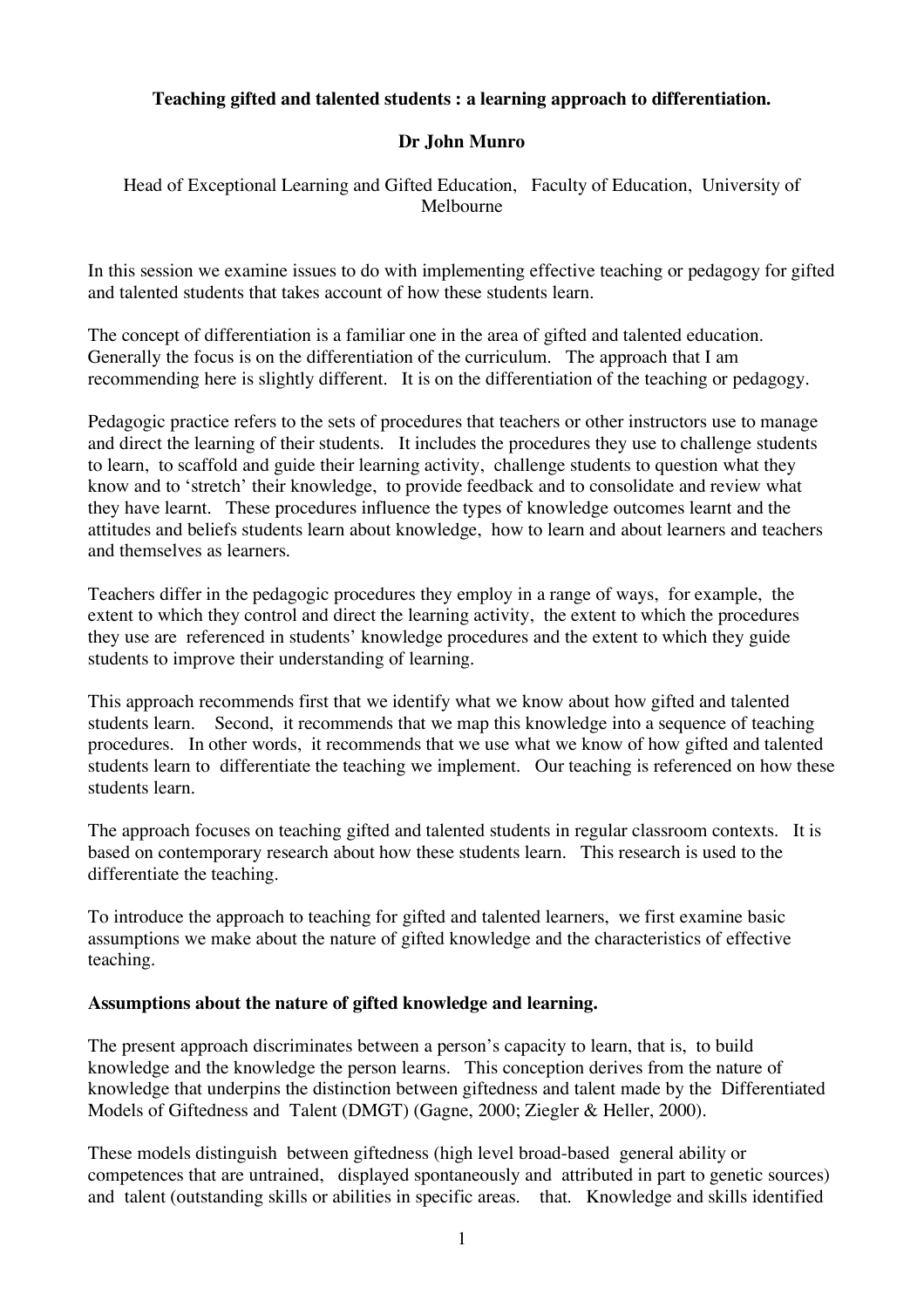**Teaching gifted and talented students : a learning approach to differentiation.**

**Dr John Munro**

Head of Exceptional Learning and Gifted Education, Faculty of Education, University of Melbourne

In this session we examine issues to do with implementing effective teaching or pedagogy for gifted and talented students that takes account of how these students learn.

The concept of differentiation is a familiar one in the area of gifted and talented education. Generally the focus is on the differentiation of the curriculum. The approach that I am recommending here is slightly different. It is on the differentiation of the teaching or pedagogy.

Pedagogic practice refers to the sets of procedures that teachers or other instructors use to manage and direct the learning of their students. It includes the procedures they use to challenge students to learn, to scaffold and guide their learning activity, challenge students to question what they know and to 'stretch' their knowledge, to provide feedback and to consolidate and review what they have learnt. These procedures influence the types of knowledge outcomes learnt and the attitudes and beliefs students learn about knowledge, how to learn and about learners and teachers and themselves as learners.

Teachers differ in the pedagogic procedures they employ in a range of ways, for example, the extent to which they control and direct the learning activity, the extent to which the procedures they use are referenced in students' knowledge procedures and the extent to which they guide students to improve their understanding of learning.

This approach recommends first that we identify what we know about how gifted and talented students learn. Second, it recommends that we map this knowledge into a sequence of teaching procedures. In other words, it recommends that we use what we know of how gifted and talented students learn to differentiate the teaching we implement. Our teaching is referenced on how these students learn.

The approach focuses on teaching gifted and talented students in regular classroom contexts. It is based on contemporary research about how these students learn. This research is used to the differentiate the teaching.

To introduce the approach to teaching for gifted and talented learners, we first examine basic assumptions we make about the nature of gifted knowledge and the characteristics of effective teaching.

**Assumptions about the nature of gifted knowledge and learning.**

The present approach discriminates between a person's capacity to learn, that is, to build knowledge and the knowledge the person learns. This conception derives from the nature of knowledge that underpins the distinction between giftedness and talent made by the Differentiated Models of Giftedness and Talent (DMGT) (Gagne, 2000; Ziegler & Heller, 2000).

These models distinguish between giftedness (high level broad-based general ability or competences that are untrained, displayed spontaneously and attributed in part to genetic sources) and talent (outstanding skills or abilities in specific areas. that. Knowledge and skills identified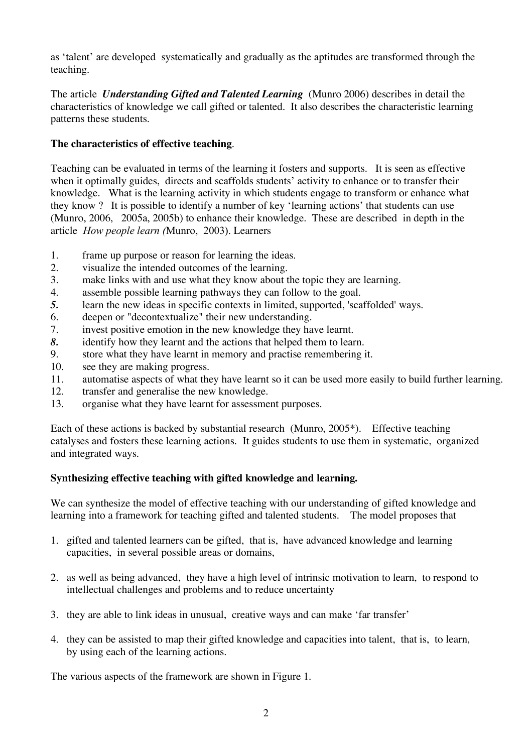as 'talent' are developed systematically and gradually as the aptitudes are transformed through the teaching.

The article ***Understanding Gifted and Talented Learning*** (Munro 2006) describes in detail the characteristics of knowledge we call gifted or talented. It also describes the characteristic learning patterns these students.

**The characteristics of effective teaching**.

Teaching can be evaluated in terms of the learning it fosters and supports. It is seen as effective when it optimally guides, directs and scaffolds students' activity to enhance or to transfer their knowledge. What is the learning activity in which students engage to transform or enhance what they know ? It is possible to identify a number of key 'learning actions' that students can use (Munro, 2006, 2005a, 2005b) to enhance their knowledge. These are described in depth in the article *How people learn (*Munro, 2003). Learners

1. frame up purpose or reason for learning the ideas.
2. visualize the intended outcomes of the learning.
3. make links with and use what they know about the topic they are learning.
4. assemble possible learning pathways they can follow to the goal.
5. learn the new ideas in specific contexts in limited, supported, 'scaffolded' ways.
6. deepen or "decontextualize" their new understanding.
7. invest positive emotion in the new knowledge they have learnt.
8. identify how they learnt and the actions that helped them to learn.
9. store what they have learnt in memory and practise remembering it.
10. see they are making progress.
11. automatise aspects of what they have learnt so it can be used more easily to build further learning.
12. transfer and generalise the new knowledge.
13. organise what they have learnt for assessment purposes.

Each of these actions is backed by substantial research (Munro, 2005*). Effective teaching catalyses and fosters these learning actions. It guides students to use them in systematic, organized and integrated ways.

**Synthesizing effective teaching with gifted knowledge and learning.**

We can synthesize the model of effective teaching with our understanding of gifted knowledge and learning into a framework for teaching gifted and talented students. The model proposes that

1. gifted and talented learners can be gifted, that is, have advanced knowledge and learning capacities, in several possible areas or domains,

2. as well as being advanced, they have a high level of intrinsic motivation to learn, to respond to intellectual challenges and problems and to reduce uncertainty

3. they are able to link ideas in unusual, creative ways and can make 'far transfer'

4. they can be assisted to map their gifted knowledge and capacities into talent, that is, to learn, by using each of the learning actions.

The various aspects of the framework are shown in Figure 1.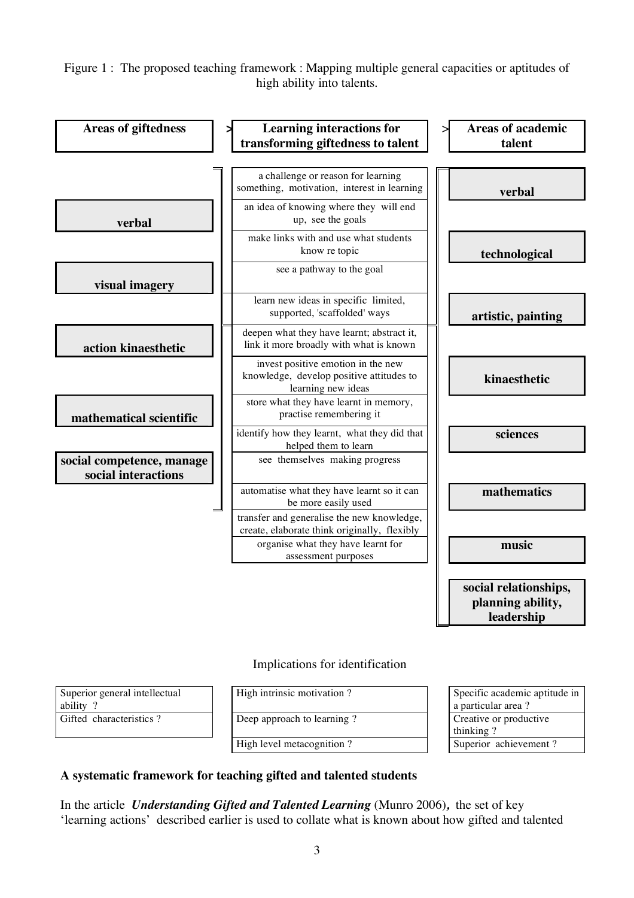Figure 1 : The proposed teaching framework : Mapping multiple general capacities or aptitudes of high ability into talents.

| Areas of giftedness | Learning interactions for transforming giftedness to talent | Areas of academic talent |
|---|---|---|
| | a challenge or reason for learning something, motivation, interest in learning | verbal |
| verbal | an idea of knowing where they will end up, see the goals | |
| | make links with and use what students know re topic | technological |
| visual imagery | see a pathway to the goal | |
| | learn new ideas in specific limited, supported, 'scaffolded' ways | artistic, painting |
| action kinaesthetic | deepen what they have learnt; abstract it, link it more broadly with what is known | |
| | invest positive emotion in the new knowledge, develop positive attitudes to learning new ideas | kinaesthetic |
| mathematical scientific | store what they have learnt in memory, practise remembering it | |
| | identify how they learnt, what they did that helped them to learn | sciences |
| social competence, manage social interactions | see themselves making progress | |
| | automatise what they have learnt so it can be more easily used | mathematics |
| | transfer and generalise the new knowledge, create, elaborate think originally, flexibly | |
| | organise what they have learnt for assessment purposes | music |
| | | social relationships, planning ability, leadership |

Implications for identification

| | | |
|---|---|---|
| Superior general intellectual ability ? | High intrinsic motivation ? | Specific academic aptitude in a particular area ? |
| Gifted characteristics ? | Deep approach to learning ? | Creative or productive thinking ? |
| | High level metacognition ? | Superior achievement ? |

**A systematic framework for teaching gifted and talented students**

In the article ***Understanding Gifted and Talented Learning*** (Munro 2006)**,** the set of key 'learning actions' described earlier is used to collate what is known about how gifted and talented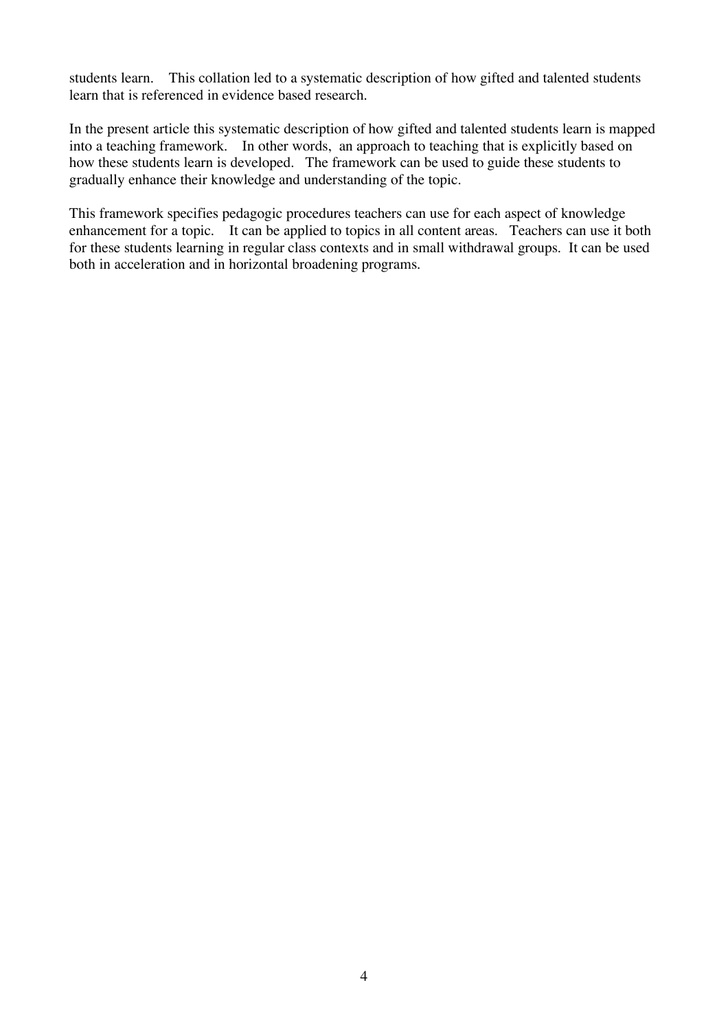students learn. This collation led to a systematic description of how gifted and talented students learn that is referenced in evidence based research.

In the present article this systematic description of how gifted and talented students learn is mapped into a teaching framework. In other words, an approach to teaching that is explicitly based on how these students learn is developed. The framework can be used to guide these students to gradually enhance their knowledge and understanding of the topic.

This framework specifies pedagogic procedures teachers can use for each aspect of knowledge enhancement for a topic. It can be applied to topics in all content areas. Teachers can use it both for these students learning in regular class contexts and in small withdrawal groups. It can be used both in acceleration and in horizontal broadening programs.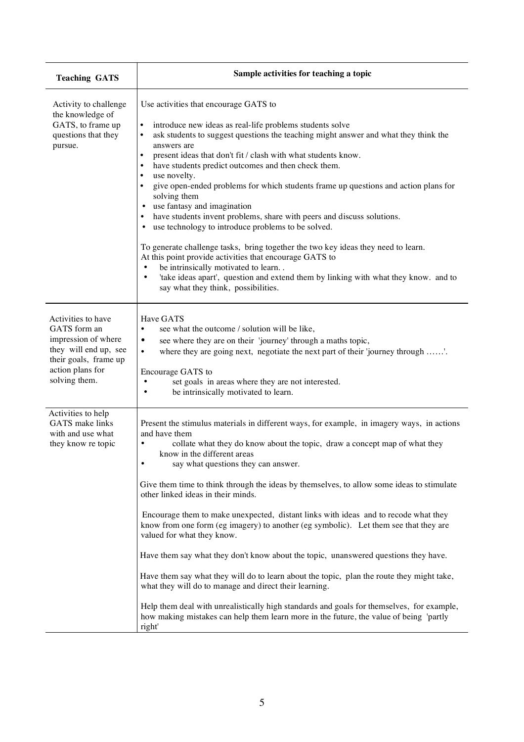| Teaching GATS | Sample activities for teaching a topic |
|---|---|
| Activity to challenge the knowledge of GATS, to frame up questions that they pursue. | Use activities that encourage GATS to<br>• introduce new ideas as real-life problems students solve<br>• ask students to suggest questions the teaching might answer and what they think the answers are<br>• present ideas that don't fit / clash with what students know.<br>• have students predict outcomes and then check them.<br>• use novelty.<br>• give open-ended problems for which students frame up questions and action plans for solving them<br>• use fantasy and imagination<br>• have students invent problems, share with peers and discuss solutions.<br>• use technology to introduce problems to be solved.<br><br>To generate challenge tasks, bring together the two key ideas they need to learn.<br>At this point provide activities that encourage GATS to<br>• be intrinsically motivated to learn. .<br>• 'take ideas apart', question and extend them by linking with what they know. and to say what they think, possibilities. |
| Activities to have GATS form an impression of where they will end up, see their goals, frame up action plans for solving them. | Have GATS<br>• see what the outcome / solution will be like,<br>• see where they are on their 'journey' through a maths topic,<br>• where they are going next, negotiate the next part of their 'journey through ……'.<br><br>Encourage GATS to<br>• set goals in areas where they are not interested.<br>• be intrinsically motivated to learn. |
| Activities to help GATS make links with and use what they know re topic | Present the stimulus materials in different ways, for example, in imagery ways, in actions and have them<br>• collate what they do know about the topic, draw a concept map of what they know in the different areas<br>• say what questions they can answer.<br><br>Give them time to think through the ideas by themselves, to allow some ideas to stimulate other linked ideas in their minds.<br><br>Encourage them to make unexpected, distant links with ideas and to recode what they know from one form (eg imagery) to another (eg symbolic). Let them see that they are valued for what they know.<br><br>Have them say what they don't know about the topic, unanswered questions they have.<br><br>Have them say what they will do to learn about the topic, plan the route they might take, what they will do to manage and direct their learning.<br><br>Help them deal with unrealistically high standards and goals for themselves, for example, how making mistakes can help them learn more in the future, the value of being 'partly right' |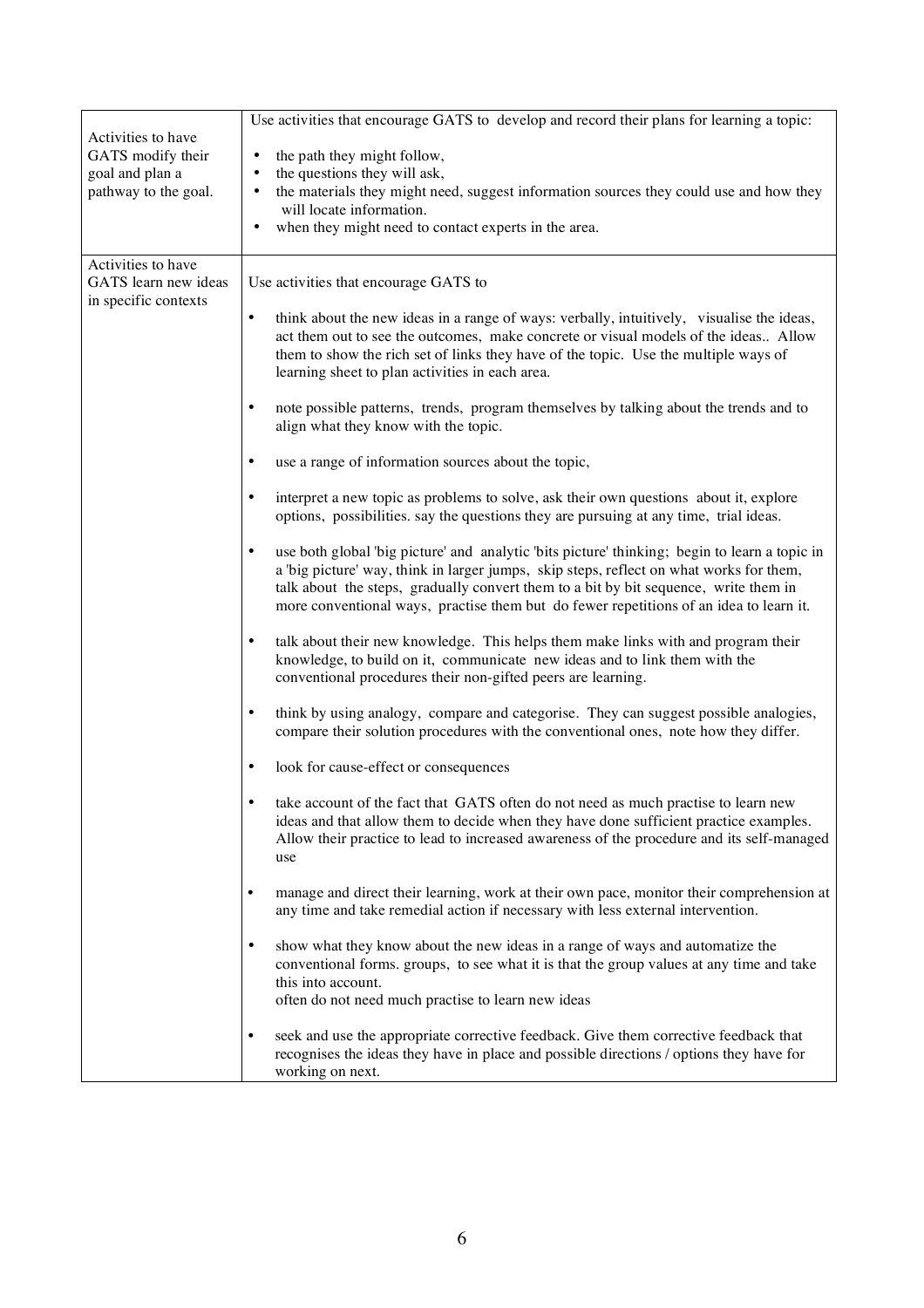| | |
|---|---|
| Activities to have GATS modify their goal and plan a pathway to the goal. | Use activities that encourage GATS to develop and record their plans for learning a topic:<br><br>• the path they might follow,<br>• the questions they will ask,<br>• the materials they might need, suggest information sources they could use and how they will locate information.<br>• when they might need to contact experts in the area. |
| Activities to have GATS learn new ideas in specific contexts | Use activities that encourage GATS to<br><br>• think about the new ideas in a range of ways: verbally, intuitively, visualise the ideas, act them out to see the outcomes, make concrete or visual models of the ideas.. Allow them to show the rich set of links they have of the topic. Use the multiple ways of learning sheet to plan activities in each area.<br><br>• note possible patterns, trends, program themselves by talking about the trends and to align what they know with the topic.<br><br>• use a range of information sources about the topic,<br><br>• interpret a new topic as problems to solve, ask their own questions about it, explore options, possibilities. say the questions they are pursuing at any time, trial ideas.<br><br>• use both global 'big picture' and analytic 'bits picture' thinking; begin to learn a topic in a 'big picture' way, think in larger jumps, skip steps, reflect on what works for them, talk about the steps, gradually convert them to a bit by bit sequence, write them in more conventional ways, practise them but do fewer repetitions of an idea to learn it.<br><br>• talk about their new knowledge. This helps them make links with and program their knowledge, to build on it, communicate new ideas and to link them with the conventional procedures their non-gifted peers are learning.<br><br>• think by using analogy, compare and categorise. They can suggest possible analogies, compare their solution procedures with the conventional ones, note how they differ.<br><br>• look for cause-effect or consequences<br><br>• take account of the fact that GATS often do not need as much practise to learn new ideas and that allow them to decide when they have done sufficient practice examples. Allow their practice to lead to increased awareness of the procedure and its self-managed use<br><br>• manage and direct their learning, work at their own pace, monitor their comprehension at any time and take remedial action if necessary with less external intervention.<br><br>• show what they know about the new ideas in a range of ways and automatize the conventional forms. groups, to see what it is that the group values at any time and take this into account.<br>often do not need much practise to learn new ideas<br><br>• seek and use the appropriate corrective feedback. Give them corrective feedback that recognises the ideas they have in place and possible directions / options they have for working on next. |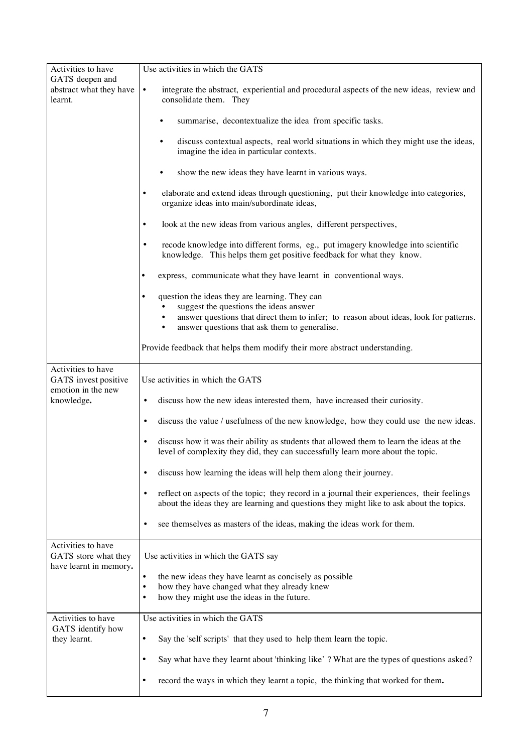| | |
|---|---|
| Activities to have GATS deepen and abstract what they have learnt. | Use activities in which the GATS<br><br>• integrate the abstract, experiential and procedural aspects of the new ideas, review and consolidate them. They<br>  • summarise, decontextualize the idea from specific tasks.<br>  • discuss contextual aspects, real world situations in which they might use the ideas, imagine the idea in particular contexts.<br>  • show the new ideas they have learnt in various ways.<br>• elaborate and extend ideas through questioning, put their knowledge into categories, organize ideas into main/subordinate ideas,<br>• look at the new ideas from various angles, different perspectives,<br>• recode knowledge into different forms, eg., put imagery knowledge into scientific knowledge. This helps them get positive feedback for what they know.<br>• express, communicate what they have learnt in conventional ways.<br>• question the ideas they are learning. They can<br>  • suggest the questions the ideas answer<br>  • answer questions that direct them to infer; to reason about ideas, look for patterns.<br>  • answer questions that ask them to generalise.<br><br>Provide feedback that helps them modify their more abstract understanding. |
| Activities to have GATS invest positive emotion in the new knowledge**.** | Use activities in which the GATS<br><br>• discuss how the new ideas interested them, have increased their curiosity.<br>• discuss the value / usefulness of the new knowledge, how they could use the new ideas.<br>• discuss how it was their ability as students that allowed them to learn the ideas at the level of complexity they did, they can successfully learn more about the topic.<br>• discuss how learning the ideas will help them along their journey.<br>• reflect on aspects of the topic; they record in a journal their experiences, their feelings about the ideas they are learning and questions they might like to ask about the topics.<br>• see themselves as masters of the ideas, making the ideas work for them. |
| Activities to have GATS store what they have learnt in memory**.** | Use activities in which the GATS say<br><br>• the new ideas they have learnt as concisely as possible<br>• how they have changed what they already knew<br>• how they might use the ideas in the future. |
| Activities to have GATS identify how they learnt. | Use activities in which the GATS<br><br>• Say the 'self scripts' that they used to help them learn the topic.<br>• Say what have they learnt about 'thinking like' ? What are the types of questions asked?<br>• record the ways in which they learnt a topic, the thinking that worked for them**.** |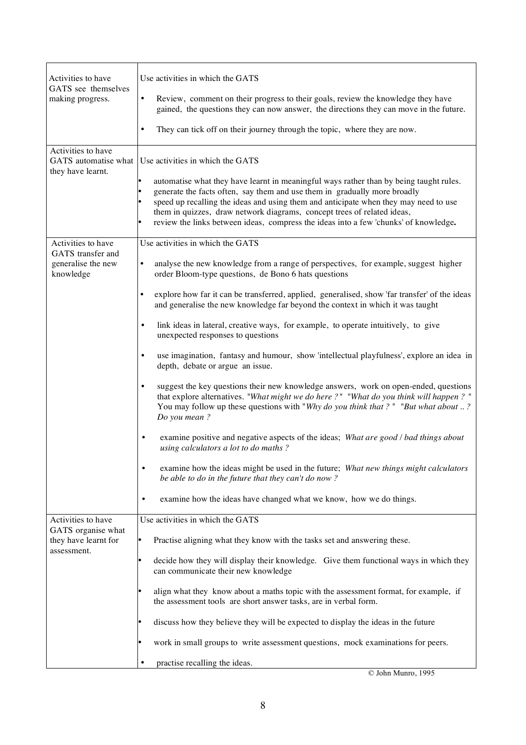| | |
|---|---|
| Activities to have GATS see themselves making progress. | Use activities in which the GATS<br>• Review, comment on their progress to their goals, review the knowledge they have gained, the questions they can now answer, the directions they can move in the future.<br>• They can tick off on their journey through the topic, where they are now. |
| Activities to have GATS automatise what they have learnt. | Use activities in which the GATS<br>• automatise what they have learnt in meaningful ways rather than by being taught rules.<br>• generate the facts often, say them and use them in gradually more broadly<br>• speed up recalling the ideas and using them and anticipate when they may need to use them in quizzes, draw network diagrams, concept trees of related ideas,<br>• review the links between ideas, compress the ideas into a few 'chunks' of knowledge**.** |
| Activities to have GATS transfer and generalise the new knowledge | Use activities in which the GATS<br>• analyse the new knowledge from a range of perspectives, for example, suggest higher order Bloom-type questions, de Bono 6 hats questions<br>• explore how far it can be transferred, applied, generalised, show 'far transfer' of the ideas and generalise the new knowledge far beyond the context in which it was taught<br>• link ideas in lateral, creative ways, for example, to operate intuitively, to give unexpected responses to questions<br>• use imagination, fantasy and humour, show 'intellectual playfulness', explore an idea in depth, debate or argue an issue.<br>• suggest the key questions their new knowledge answers, work on open-ended, questions that explore alternatives. "*What might we do here ?*" "*What do you think will happen ?* " You may follow up these questions with "*Why do you think that ?* " "*But what about .. ? Do you mean ?*<br>• examine positive and negative aspects of the ideas; *What are good / bad things about using calculators a lot to do maths ?*<br>• examine how the ideas might be used in the future; *What new things might calculators be able to do in the future that they can't do now ?*<br>• examine how the ideas have changed what we know, how we do things. |
| Activities to have GATS organise what they have learnt for assessment. | Use activities in which the GATS<br>• Practise aligning what they know with the tasks set and answering these.<br>• decide how they will display their knowledge. Give them functional ways in which they can communicate their new knowledge<br>• align what they know about a maths topic with the assessment format, for example, if the assessment tools are short answer tasks, are in verbal form.<br>• discuss how they believe they will be expected to display the ideas in the future<br>• work in small groups to write assessment questions, mock examinations for peers.<br>• practise recalling the ideas. |

© John Munro, 1995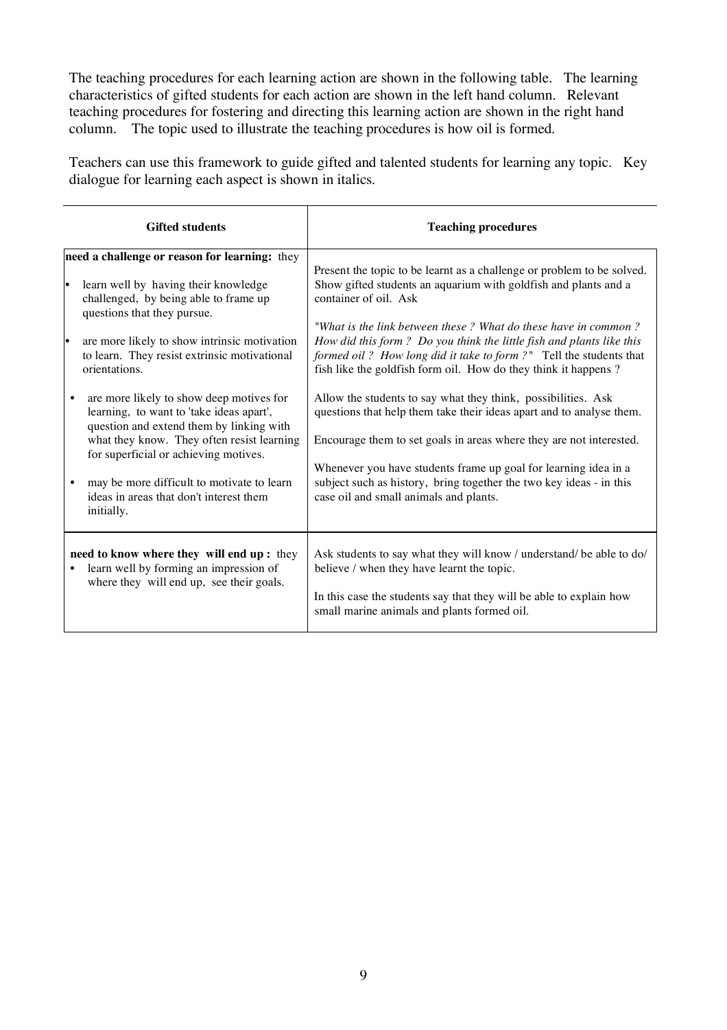The teaching procedures for each learning action are shown in the following table. The learning characteristics of gifted students for each action are shown in the left hand column. Relevant teaching procedures for fostering and directing this learning action are shown in the right hand column. The topic used to illustrate the teaching procedures is how oil is formed.

Teachers can use this framework to guide gifted and talented students for learning any topic. Key dialogue for learning each aspect is shown in italics.

| Gifted students | Teaching procedures |
| --- | --- |
| **need a challenge or reason for learning:** they<br>• learn well by having their knowledge challenged, by being able to frame up questions that they pursue.<br>• are more likely to show intrinsic motivation to learn. They resist extrinsic motivational orientations.<br>• are more likely to show deep motives for learning, to want to 'take ideas apart', question and extend them by linking with what they know. They often resist learning for superficial or achieving motives.<br>• may be more difficult to motivate to learn ideas in areas that don't interest them initially. | Present the topic to be learnt as a challenge or problem to be solved. Show gifted students an aquarium with goldfish and plants and a container of oil. Ask<br>*"What is the link between these ? What do these have in common ? How did this form ? Do you think the little fish and plants like this formed oil ? How long did it take to form ?"* Tell the students that fish like the goldfish form oil. How do they think it happens ?<br>Allow the students to say what they think, possibilities. Ask questions that help them take their ideas apart and to analyse them.<br>Encourage them to set goals in areas where they are not interested.<br>Whenever you have students frame up goal for learning idea in a subject such as history, bring together the two key ideas - in this case oil and small animals and plants. |
| **need to know where they will end up :** they<br>• learn well by forming an impression of where they will end up, see their goals. | Ask students to say what they will know / understand/ be able to do/ believe / when they have learnt the topic.<br>In this case the students say that they will be able to explain how small marine animals and plants formed oil. |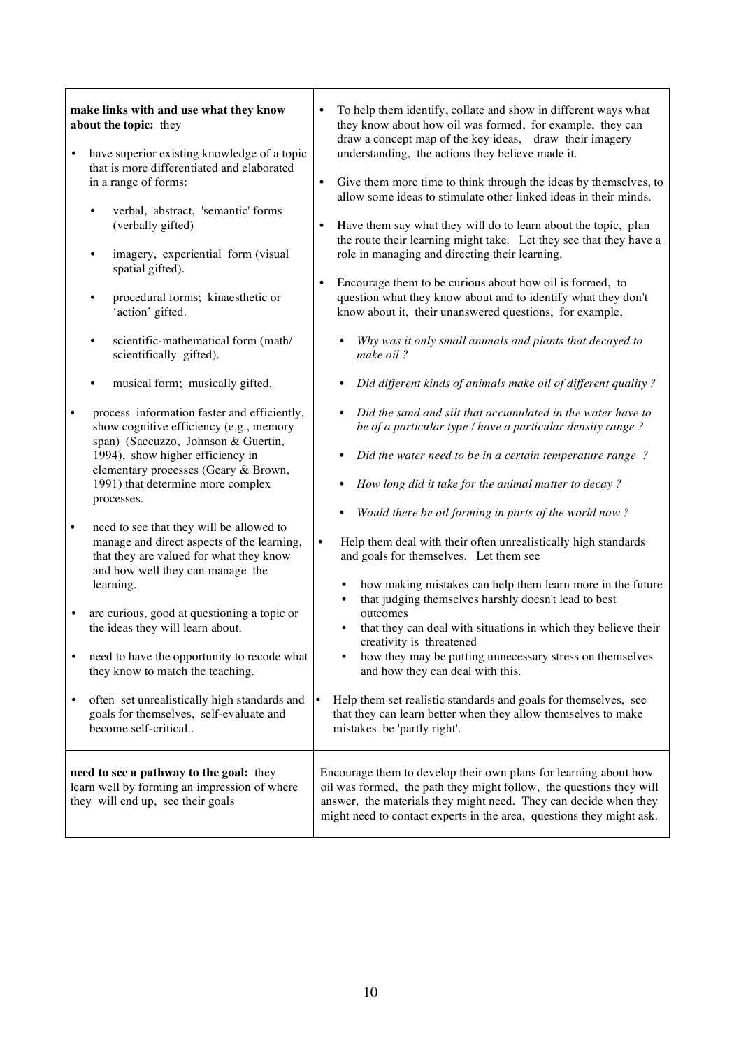| | |
|---|---|
| **make links with and use what they know about the topic:** they<br><br>• have superior existing knowledge of a topic that is more differentiated and elaborated in a range of forms:<br>  • verbal, abstract, 'semantic' forms (verbally gifted)<br>  • imagery, experiential form (visual spatial gifted).<br>  • procedural forms; kinaesthetic or 'action' gifted.<br>  • scientific-mathematical form (math/ scientifically gifted).<br>  • musical form; musically gifted.<br><br>• process information faster and efficiently, show cognitive efficiency (e.g., memory span) (Saccuzzo, Johnson & Guertin, 1994), show higher efficiency in elementary processes (Geary & Brown, 1991) that determine more complex processes.<br><br>• need to see that they will be allowed to manage and direct aspects of the learning, that they are valued for what they know and how well they can manage the learning.<br><br>• are curious, good at questioning a topic or the ideas they will learn about.<br><br>• need to have the opportunity to recode what they know to match the teaching.<br><br>• often set unrealistically high standards and goals for themselves, self-evaluate and become self-critical.. | • To help them identify, collate and show in different ways what they know about how oil was formed, for example, they can draw a concept map of the key ideas, draw their imagery understanding, the actions they believe made it.<br><br>• Give them more time to think through the ideas by themselves, to allow some ideas to stimulate other linked ideas in their minds.<br><br>• Have them say what they will do to learn about the topic, plan the route their learning might take. Let they see that they have a role in managing and directing their learning.<br><br>• Encourage them to be curious about how oil is formed, to question what they know about and to identify what they don't know about it, their unanswered questions, for example,<br>  • *Why was it only small animals and plants that decayed to make oil ?*<br>  • *Did different kinds of animals make oil of different quality ?*<br>  • *Did the sand and silt that accumulated in the water have to be of a particular type / have a particular density range ?*<br>  • *Did the water need to be in a certain temperature range ?*<br>  • *How long did it take for the animal matter to decay ?*<br>  • *Would there be oil forming in parts of the world now ?*<br><br>• Help them deal with their often unrealistically high standards and goals for themselves. Let them see<br>  • how making mistakes can help them learn more in the future<br>  • that judging themselves harshly doesn't lead to best outcomes<br>  • that they can deal with situations in which they believe their creativity is threatened<br>  • how they may be putting unnecessary stress on themselves and how they can deal with this.<br><br>• Help them set realistic standards and goals for themselves, see that they can learn better when they allow themselves to make mistakes be 'partly right'. |
| **need to see a pathway to the goal:** they learn well by forming an impression of where they will end up, see their goals | Encourage them to develop their own plans for learning about how oil was formed, the path they might follow, the questions they will answer, the materials they might need. They can decide when they might need to contact experts in the area, questions they might ask. |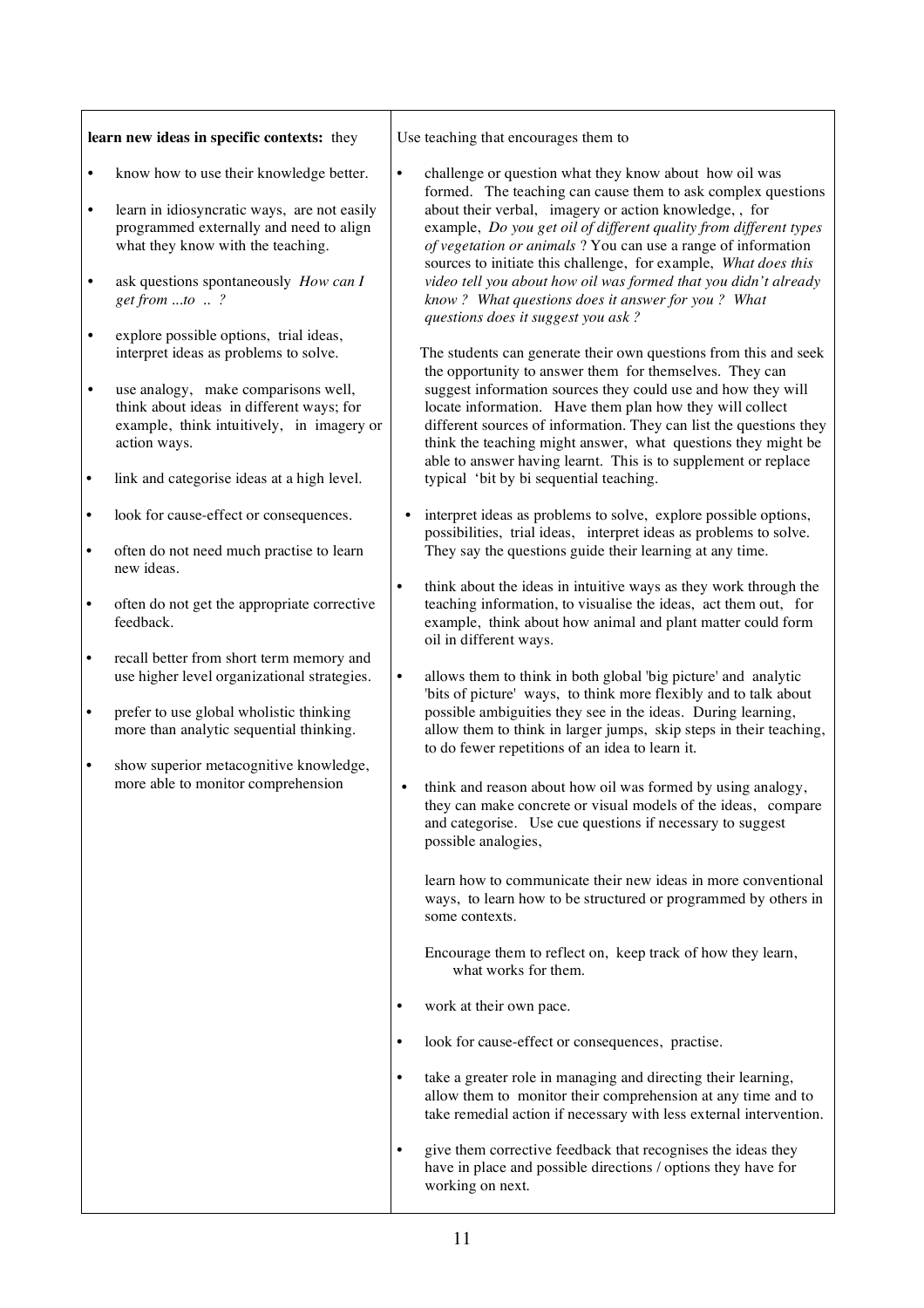| | |
|---|---|
| **learn new ideas in specific contexts:** they<br><br>• know how to use their knowledge better.<br><br>• learn in idiosyncratic ways, are not easily programmed externally and need to align what they know with the teaching.<br><br>• ask questions spontaneously *How can I get from ...to .. ?*<br><br>• explore possible options, trial ideas, interpret ideas as problems to solve.<br><br>• use analogy, make comparisons well, think about ideas in different ways; for example, think intuitively, in imagery or action ways.<br><br>• link and categorise ideas at a high level.<br><br>• look for cause-effect or consequences.<br><br>• often do not need much practise to learn new ideas.<br><br>• often do not get the appropriate corrective feedback.<br><br>• recall better from short term memory and use higher level organizational strategies.<br><br>• prefer to use global wholistic thinking more than analytic sequential thinking.<br><br>• show superior metacognitive knowledge, more able to monitor comprehension | Use teaching that encourages them to<br><br>• challenge or question what they know about how oil was formed. The teaching can cause them to ask complex questions about their verbal, imagery or action knowledge, , for example, *Do you get oil of different quality from different types of vegetation or animals* ? You can use a range of information sources to initiate this challenge, for example, *What does this video tell you about how oil was formed that you didn't already know ? What questions does it answer for you ? What questions does it suggest you ask ?*<br><br>The students can generate their own questions from this and seek the opportunity to answer them for themselves. They can suggest information sources they could use and how they will locate information. Have them plan how they will collect different sources of information. They can list the questions they think the teaching might answer, what questions they might be able to answer having learnt. This is to supplement or replace typical 'bit by bi sequential teaching.<br><br>• interpret ideas as problems to solve, explore possible options, possibilities, trial ideas, interpret ideas as problems to solve. They say the questions guide their learning at any time.<br><br>• think about the ideas in intuitive ways as they work through the teaching information, to visualise the ideas, act them out, for example, think about how animal and plant matter could form oil in different ways.<br><br>• allows them to think in both global 'big picture' and analytic 'bits of picture' ways, to think more flexibly and to talk about possible ambiguities they see in the ideas. During learning, allow them to think in larger jumps, skip steps in their teaching, to do fewer repetitions of an idea to learn it.<br><br>• think and reason about how oil was formed by using analogy, they can make concrete or visual models of the ideas, compare and categorise. Use cue questions if necessary to suggest possible analogies,<br><br>learn how to communicate their new ideas in more conventional ways, to learn how to be structured or programmed by others in some contexts.<br><br>Encourage them to reflect on, keep track of how they learn, what works for them.<br><br>• work at their own pace.<br><br>• look for cause-effect or consequences, practise.<br><br>• take a greater role in managing and directing their learning, allow them to monitor their comprehension at any time and to take remedial action if necessary with less external intervention.<br><br>• give them corrective feedback that recognises the ideas they have in place and possible directions / options they have for working on next. |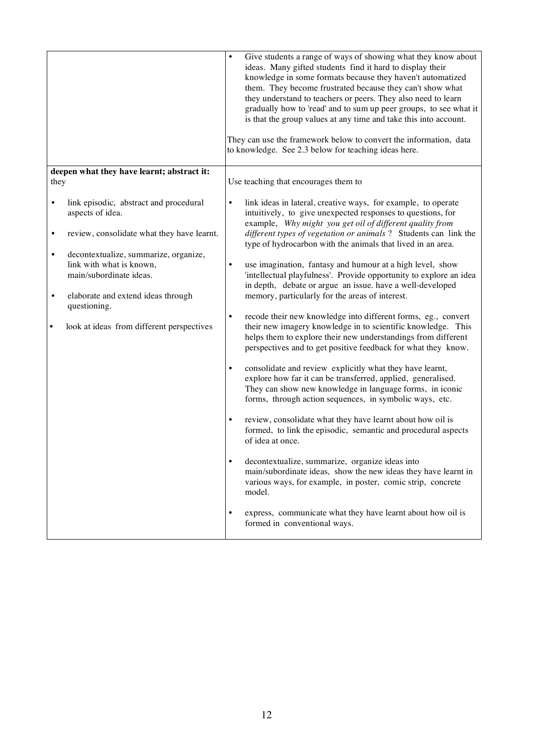| | |
|---|---|
| | • Give students a range of ways of showing what they know about ideas. Many gifted students find it hard to display their knowledge in some formats because they haven't automatized them. They become frustrated because they can't show what they understand to teachers or peers. They also need to learn gradually how to 'read' and to sum up peer groups, to see what it is that the group values at any time and take this into account.<br><br>They can use the framework below to convert the information, data to knowledge. See 2.3 below for teaching ideas here. |
| **deepen what they have learnt; abstract it:** they<br><br>• link episodic, abstract and procedural aspects of idea.<br><br>• review, consolidate what they have learnt.<br><br>• decontextualize, summarize, organize, link with what is known, main/subordinate ideas.<br><br>• elaborate and extend ideas through questioning.<br><br>• look at ideas from different perspectives | Use teaching that encourages them to<br><br>• link ideas in lateral, creative ways, for example, to operate intuitively, to give unexpected responses to questions, for example, *Why might you get oil of different quality from different types of vegetation or animals* ? Students can link the type of hydrocarbon with the animals that lived in an area.<br><br>• use imagination, fantasy and humour at a high level, show 'intellectual playfulness'. Provide opportunity to explore an idea in depth, debate or argue an issue. have a well-developed memory, particularly for the areas of interest.<br><br>• recode their new knowledge into different forms, eg., convert their new imagery knowledge in to scientific knowledge. This helps them to explore their new understandings from different perspectives and to get positive feedback for what they know.<br><br>• consolidate and review explicitly what they have learnt, explore how far it can be transferred, applied, generalised. They can show new knowledge in language forms, in iconic forms, through action sequences, in symbolic ways, etc.<br><br>• review, consolidate what they have learnt about how oil is formed, to link the episodic, semantic and procedural aspects of idea at once.<br><br>• decontextualize, summarize, organize ideas into main/subordinate ideas, show the new ideas they have learnt in various ways, for example, in poster, comic strip, concrete model.<br><br>• express, communicate what they have learnt about how oil is formed in conventional ways. |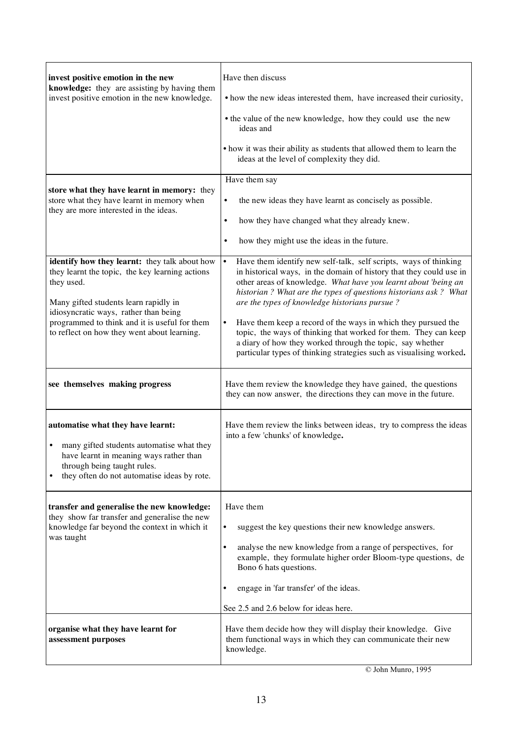| | |
|---|---|
| **invest positive emotion in the new knowledge:** they are assisting by having them invest positive emotion in the new knowledge. | Have then discuss<br><br>• how the new ideas interested them, have increased their curiosity,<br><br>• the value of the new knowledge, how they could use the new ideas and<br><br>• how it was their ability as students that allowed them to learn the ideas at the level of complexity they did. |
| **store what they have learnt in memory:** they store what they have learnt in memory when they are more interested in the ideas. | Have them say<br><br>• the new ideas they have learnt as concisely as possible.<br><br>• how they have changed what they already knew.<br><br>• how they might use the ideas in the future. |
| **identify how they learnt:** they talk about how they learnt the topic, the key learning actions they used.<br><br>Many gifted students learn rapidly in idiosyncratic ways, rather than being programmed to think and it is useful for them to reflect on how they went about learning. | • Have them identify new self-talk, self scripts, ways of thinking in historical ways, in the domain of history that they could use in other areas of knowledge. *What have you learnt about 'being an historian ? What are the types of questions historians ask ? What are the types of knowledge historians pursue ?*<br><br>• Have them keep a record of the ways in which they pursued the topic, the ways of thinking that worked for them. They can keep a diary of how they worked through the topic, say whether particular types of thinking strategies such as visualising worked. |
| **see themselves making progress** | Have them review the knowledge they have gained, the questions they can now answer, the directions they can move in the future. |
| **automatise what they have learnt:**<br><br>• many gifted students automatise what they have learnt in meaning ways rather than through being taught rules.<br>• they often do not automatise ideas by rote. | Have them review the links between ideas, try to compress the ideas into a few 'chunks' of knowledge. |
| **transfer and generalise the new knowledge:** they show far transfer and generalise the new knowledge far beyond the context in which it was taught | Have them<br><br>• suggest the key questions their new knowledge answers.<br><br>• analyse the new knowledge from a range of perspectives, for example, they formulate higher order Bloom-type questions, de Bono 6 hats questions.<br><br>• engage in 'far transfer' of the ideas.<br><br>See 2.5 and 2.6 below for ideas here. |
| **organise what they have learnt for assessment purposes** | Have them decide how they will display their knowledge. Give them functional ways in which they can communicate their new knowledge. |

© John Munro, 1995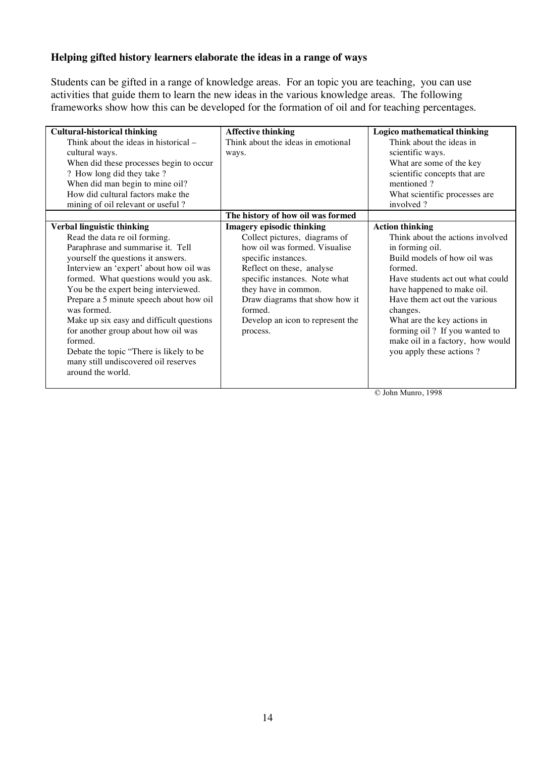**Helping gifted history learners elaborate the ideas in a range of ways**

Students can be gifted in a range of knowledge areas. For an topic you are teaching, you can use activities that guide them to learn the new ideas in the various knowledge areas. The following frameworks show how this can be developed for the formation of oil and for teaching percentages.

| | | |
|---|---|---|
| **Cultural-historical thinking**<br>Think about the ideas in historical – cultural ways.<br>When did these processes begin to occur ? How long did they take ?<br>When did man begin to mine oil?<br>How did cultural factors make the mining of oil relevant or useful ? | **Affective thinking**<br>Think about the ideas in emotional ways. | **Logico mathematical thinking**<br>Think about the ideas in scientific ways.<br>What are some of the key scientific concepts that are mentioned ?<br>What scientific processes are involved ? |
| | **The history of how oil was formed** | |
| **Verbal linguistic thinking**<br>Read the data re oil forming.<br>Paraphrase and summarise it. Tell yourself the questions it answers.<br>Interview an 'expert' about how oil was formed. What questions would you ask. You be the expert being interviewed.<br>Prepare a 5 minute speech about how oil was formed.<br>Make up six easy and difficult questions for another group about how oil was formed.<br>Debate the topic "There is likely to be many still undiscovered oil reserves around the world. | **Imagery episodic thinking**<br>Collect pictures, diagrams of how oil was formed. Visualise specific instances.<br>Reflect on these, analyse specific instances. Note what they have in common.<br>Draw diagrams that show how it formed.<br>Develop an icon to represent the process. | **Action thinking**<br>Think about the actions involved in forming oil.<br>Build models of how oil was formed.<br>Have students act out what could have happened to make oil.<br>Have them act out the various changes.<br>What are the key actions in forming oil ? If you wanted to make oil in a factory, how would you apply these actions ? |

© John Munro, 1998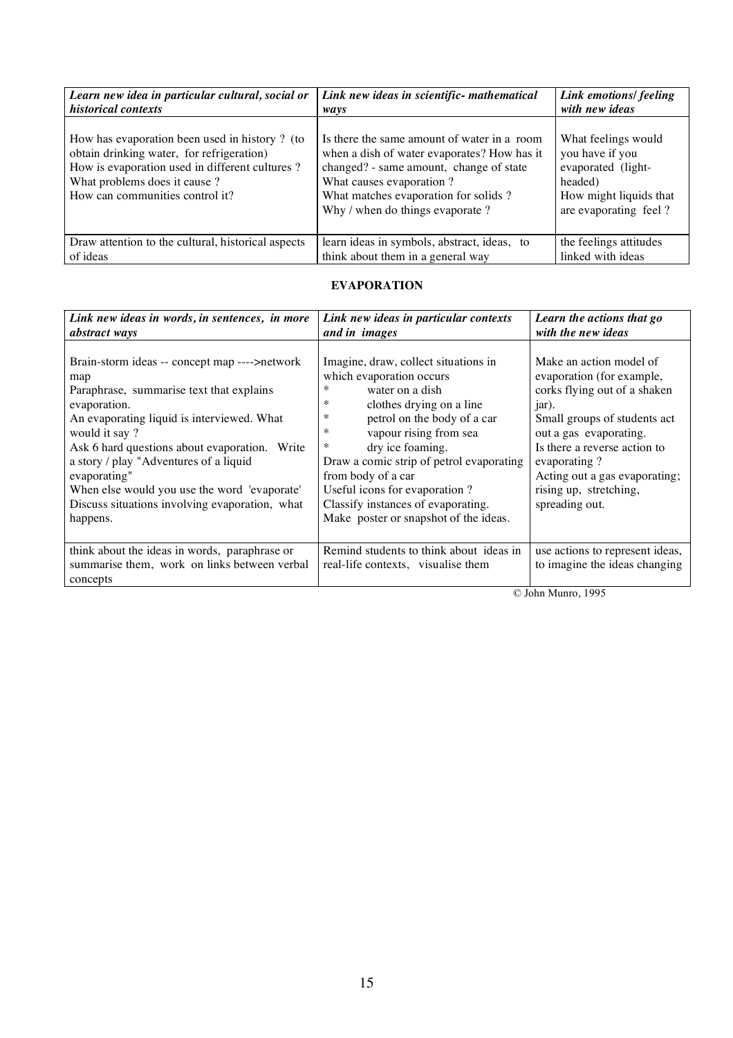| *Learn new idea in particular cultural, social or historical contexts* | *Link new ideas in scientific- mathematical ways* | *Link emotions/ feeling with new ideas* |
|---|---|---|
| How has evaporation been used in history ? (to obtain drinking water, for refrigeration)<br>How is evaporation used in different cultures ?<br>What problems does it cause ?<br>How can communities control it? | Is there the same amount of water in a room when a dish of water evaporates? How has it changed? - same amount, change of state<br>What causes evaporation ?<br>What matches evaporation for solids ?<br>Why / when do things evaporate ? | What feelings would you have if you evaporated (light-headed)<br>How might liquids that are evaporating feel ? |
| Draw attention to the cultural, historical aspects of ideas | learn ideas in symbols, abstract, ideas, to think about them in a general way | the feelings attitudes linked with ideas |

**EVAPORATION**

| *Link new ideas in words, in sentences, in more abstract ways* | *Link new ideas in particular contexts and in images* | *Learn the actions that go with the new ideas* |
|---|---|---|
| Brain-storm ideas -- concept map ---->network map<br>Paraphrase, summarise text that explains evaporation.<br>An evaporating liquid is interviewed. What would it say ?<br>Ask 6 hard questions about evaporation. Write a story / play "Adventures of a liquid evaporating"<br>When else would you use the word 'evaporate'<br>Discuss situations involving evaporation, what happens. | Imagine, draw, collect situations in which evaporation occurs<br>* water on a dish<br>* clothes drying on a line<br>* petrol on the body of a car<br>* vapour rising from sea<br>* dry ice foaming.<br>Draw a comic strip of petrol evaporating from body of a car<br>Useful icons for evaporation ?<br>Classify instances of evaporating.<br>Make poster or snapshot of the ideas. | Make an action model of evaporation (for example, corks flying out of a shaken jar).<br>Small groups of students act out a gas evaporating.<br>Is there a reverse action to evaporating ?<br>Acting out a gas evaporating; rising up, stretching, spreading out. |
| think about the ideas in words, paraphrase or summarise them, work on links between verbal concepts | Remind students to think about ideas in real-life contexts, visualise them | use actions to represent ideas, to imagine the ideas changing |

© John Munro, 1995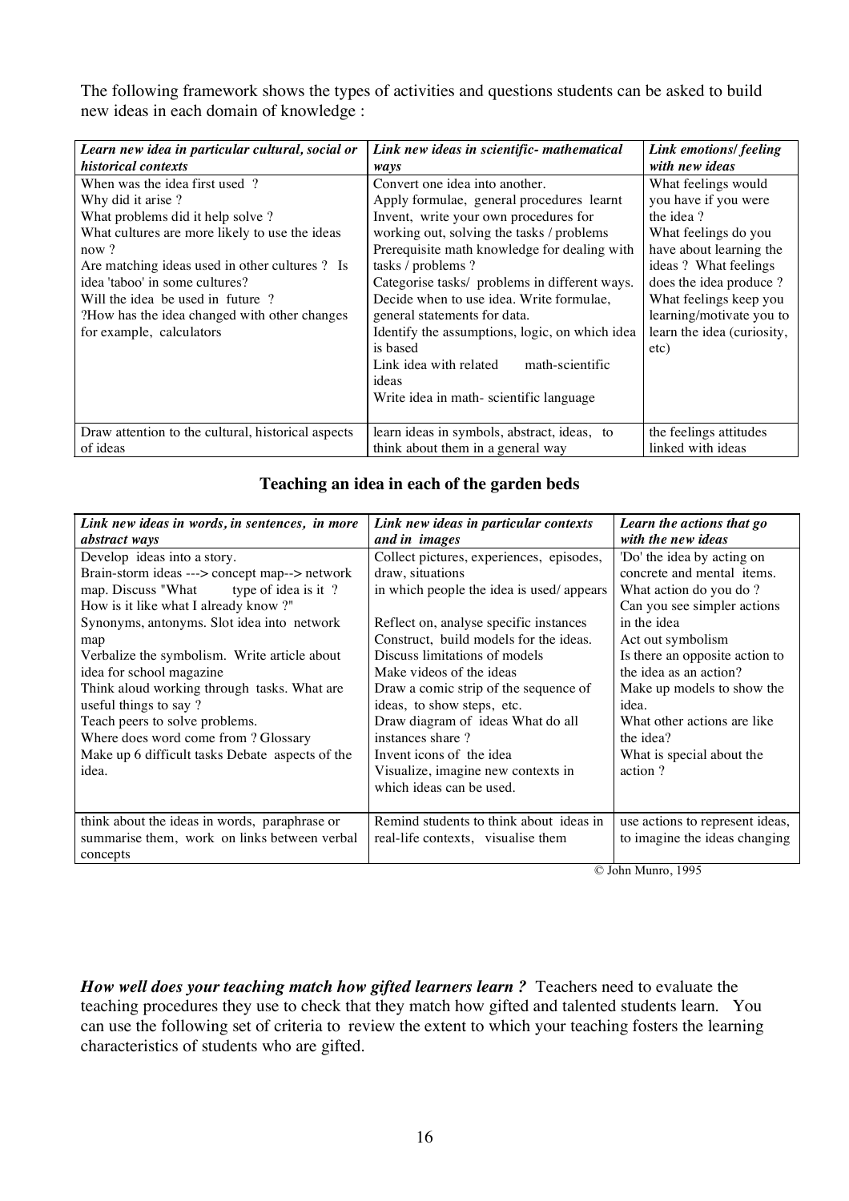The following framework shows the types of activities and questions students can be asked to build new ideas in each domain of knowledge :

| ***Learn new idea in particular cultural, social or historical contexts*** | ***Link new ideas in scientific- mathematical ways*** | ***Link emotions/ feeling with new ideas*** |
|---|---|---|
| When was the idea first used ? Why did it arise ? What problems did it help solve ? What cultures are more likely to use the ideas now ? Are matching ideas used in other cultures ? Is idea 'taboo' in some cultures? Will the idea be used in future ? ?How has the idea changed with other changes for example, calculators | Convert one idea into another. Apply formulae, general procedures learnt Invent, write your own procedures for working out, solving the tasks / problems Prerequisite math knowledge for dealing with tasks / problems ? Categorise tasks/ problems in different ways. Decide when to use idea. Write formulae, general statements for data. Identify the assumptions, logic, on which idea is based Link idea with related math-scientific ideas Write idea in math- scientific language | What feelings would you have if you were the idea ? What feelings do you have about learning the ideas ? What feelings does the idea produce ? What feelings keep you learning/motivate you to learn the idea (curiosity, etc) |
| Draw attention to the cultural, historical aspects of ideas | learn ideas in symbols, abstract, ideas, to think about them in a general way | the feelings attitudes linked with ideas |

**Teaching an idea in each of the garden beds**

| ***Link new ideas in words, in sentences, in more abstract ways*** | ***Link new ideas in particular contexts and in images*** | ***Learn the actions that go with the new ideas*** |
|---|---|---|
| Develop ideas into a story. Brain-storm ideas ---> concept map--> network map. Discuss "What type of idea is it ? How is it like what I already know ?" Synonyms, antonyms. Slot idea into network map Verbalize the symbolism. Write article about idea for school magazine Think aloud working through tasks. What are useful things to say ? Teach peers to solve problems. Where does word come from ? Glossary Make up 6 difficult tasks Debate aspects of the idea. | Collect pictures, experiences, episodes, draw, situations in which people the idea is used/ appears Reflect on, analyse specific instances Construct, build models for the ideas. Discuss limitations of models Make videos of the ideas Draw a comic strip of the sequence of ideas, to show steps, etc. Draw diagram of ideas What do all instances share ? Invent icons of the idea Visualize, imagine new contexts in which ideas can be used. | 'Do' the idea by acting on concrete and mental items. What action do you do ? Can you see simpler actions in the idea Act out symbolism Is there an opposite action to the idea as an action? Make up models to show the idea. What other actions are like the idea? What is special about the action ? |
| think about the ideas in words, paraphrase or summarise them, work on links between verbal concepts | Remind students to think about ideas in real-life contexts, visualise them | use actions to represent ideas, to imagine the ideas changing |

© John Munro, 1995

***How well does your teaching match how gifted learners learn ?*** Teachers need to evaluate the teaching procedures they use to check that they match how gifted and talented students learn. You can use the following set of criteria to review the extent to which your teaching fosters the learning characteristics of students who are gifted.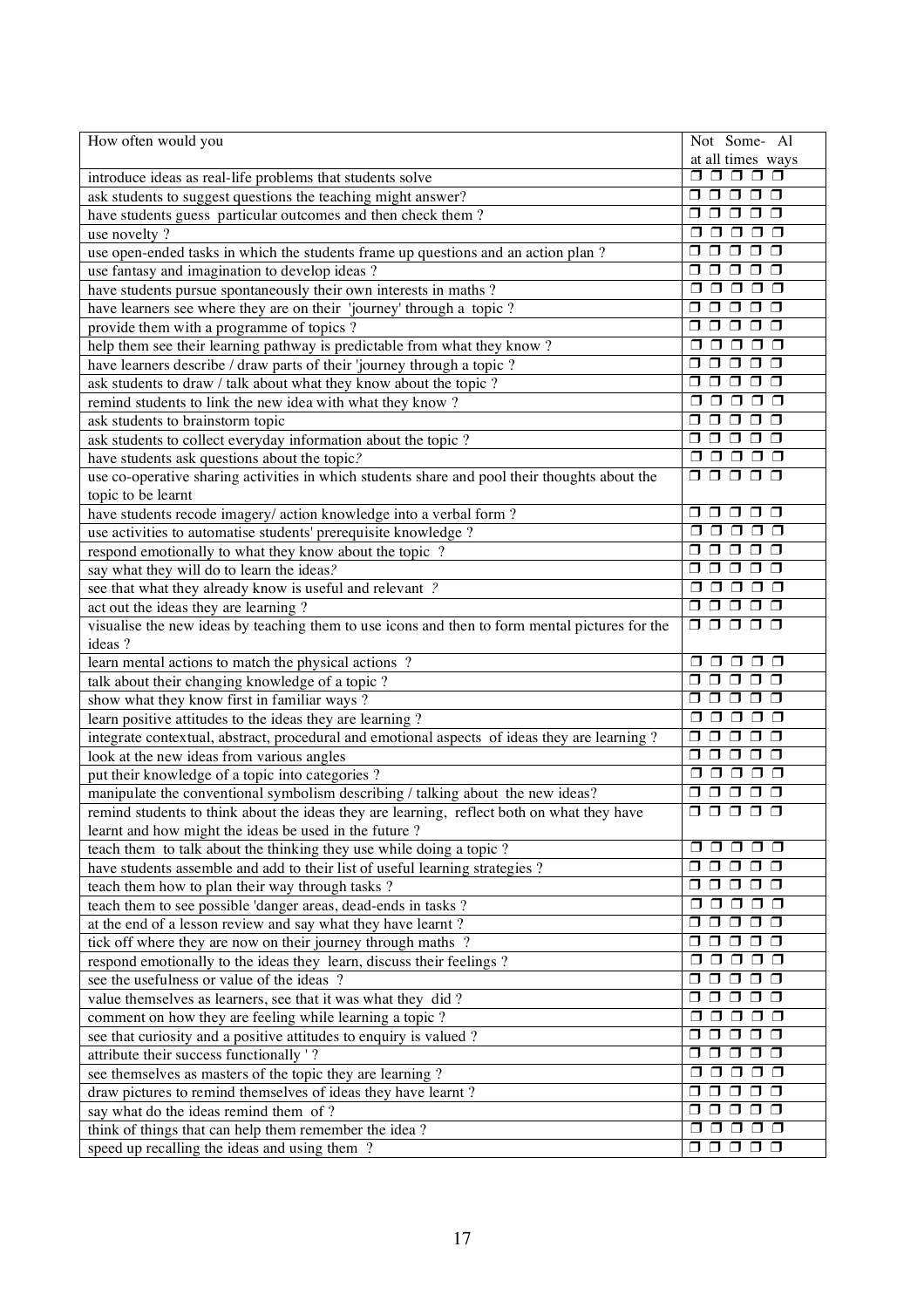| How often would you | Not at all | | Some-times | | Al ways |
|---|---|---|---|---|---|
| introduce ideas as real-life problems that students solve | ❒ | ❒ | ❒ | ❒ | ❒ |
| ask students to suggest questions the teaching might answer? | ❒ | ❒ | ❒ | ❒ | ❒ |
| have students guess particular outcomes and then check them ? | ❒ | ❒ | ❒ | ❒ | ❒ |
| use novelty ? | ❒ | ❒ | ❒ | ❒ | ❒ |
| use open-ended tasks in which the students frame up questions and an action plan ? | ❒ | ❒ | ❒ | ❒ | ❒ |
| use fantasy and imagination to develop ideas ? | ❒ | ❒ | ❒ | ❒ | ❒ |
| have students pursue spontaneously their own interests in maths ? | ❒ | ❒ | ❒ | ❒ | ❒ |
| have learners see where they are on their 'journey' through a topic ? | ❒ | ❒ | ❒ | ❒ | ❒ |
| provide them with a programme of topics ? | ❒ | ❒ | ❒ | ❒ | ❒ |
| help them see their learning pathway is predictable from what they know ? | ❒ | ❒ | ❒ | ❒ | ❒ |
| have learners describe / draw parts of their 'journey through a topic ? | ❒ | ❒ | ❒ | ❒ | ❒ |
| ask students to draw / talk about what they know about the topic ? | ❒ | ❒ | ❒ | ❒ | ❒ |
| remind students to link the new idea with what they know ? | ❒ | ❒ | ❒ | ❒ | ❒ |
| ask students to brainstorm topic | ❒ | ❒ | ❒ | ❒ | ❒ |
| ask students to collect everyday information about the topic ? | ❒ | ❒ | ❒ | ❒ | ❒ |
| have students ask questions about the topic? | ❒ | ❒ | ❒ | ❒ | ❒ |
| use co-operative sharing activities in which students share and pool their thoughts about the topic to be learnt | ❒ | ❒ | ❒ | ❒ | ❒ |
| have students recode imagery/ action knowledge into a verbal form ? | ❒ | ❒ | ❒ | ❒ | ❒ |
| use activities to automatise students' prerequisite knowledge ? | ❒ | ❒ | ❒ | ❒ | ❒ |
| respond emotionally to what they know about the topic ? | ❒ | ❒ | ❒ | ❒ | ❒ |
| say what they will do to learn the ideas? | ❒ | ❒ | ❒ | ❒ | ❒ |
| see that what they already know is useful and relevant ? | ❒ | ❒ | ❒ | ❒ | ❒ |
| act out the ideas they are learning ? | ❒ | ❒ | ❒ | ❒ | ❒ |
| visualise the new ideas by teaching them to use icons and then to form mental pictures for the ideas ? | ❒ | ❒ | ❒ | ❒ | ❒ |
| learn mental actions to match the physical actions ? | ❒ | ❒ | ❒ | ❒ | ❒ |
| talk about their changing knowledge of a topic ? | ❒ | ❒ | ❒ | ❒ | ❒ |
| show what they know first in familiar ways ? | ❒ | ❒ | ❒ | ❒ | ❒ |
| learn positive attitudes to the ideas they are learning ? | ❒ | ❒ | ❒ | ❒ | ❒ |
| integrate contextual, abstract, procedural and emotional aspects of ideas they are learning ? | ❒ | ❒ | ❒ | ❒ | ❒ |
| look at the new ideas from various angles | ❒ | ❒ | ❒ | ❒ | ❒ |
| put their knowledge of a topic into categories ? | ❒ | ❒ | ❒ | ❒ | ❒ |
| manipulate the conventional symbolism describing / talking about the new ideas? | ❒ | ❒ | ❒ | ❒ | ❒ |
| remind students to think about the ideas they are learning, reflect both on what they have learnt and how might the ideas be used in the future ? | ❒ | ❒ | ❒ | ❒ | ❒ |
| teach them to talk about the thinking they use while doing a topic ? | ❒ | ❒ | ❒ | ❒ | ❒ |
| have students assemble and add to their list of useful learning strategies ? | ❒ | ❒ | ❒ | ❒ | ❒ |
| teach them how to plan their way through tasks ? | ❒ | ❒ | ❒ | ❒ | ❒ |
| teach them to see possible 'danger areas, dead-ends in tasks ? | ❒ | ❒ | ❒ | ❒ | ❒ |
| at the end of a lesson review and say what they have learnt ? | ❒ | ❒ | ❒ | ❒ | ❒ |
| tick off where they are now on their journey through maths ? | ❒ | ❒ | ❒ | ❒ | ❒ |
| respond emotionally to the ideas they learn, discuss their feelings ? | ❒ | ❒ | ❒ | ❒ | ❒ |
| see the usefulness or value of the ideas ? | ❒ | ❒ | ❒ | ❒ | ❒ |
| value themselves as learners, see that it was what they did ? | ❒ | ❒ | ❒ | ❒ | ❒ |
| comment on how they are feeling while learning a topic ? | ❒ | ❒ | ❒ | ❒ | ❒ |
| see that curiosity and a positive attitudes to enquiry is valued ? | ❒ | ❒ | ❒ | ❒ | ❒ |
| attribute their success functionally ' ? | ❒ | ❒ | ❒ | ❒ | ❒ |
| see themselves as masters of the topic they are learning ? | ❒ | ❒ | ❒ | ❒ | ❒ |
| draw pictures to remind themselves of ideas they have learnt ? | ❒ | ❒ | ❒ | ❒ | ❒ |
| say what do the ideas remind them of ? | ❒ | ❒ | ❒ | ❒ | ❒ |
| think of things that can help them remember the idea ? | ❒ | ❒ | ❒ | ❒ | ❒ |
| speed up recalling the ideas and using them ? | ❒ | ❒ | ❒ | ❒ | ❒ |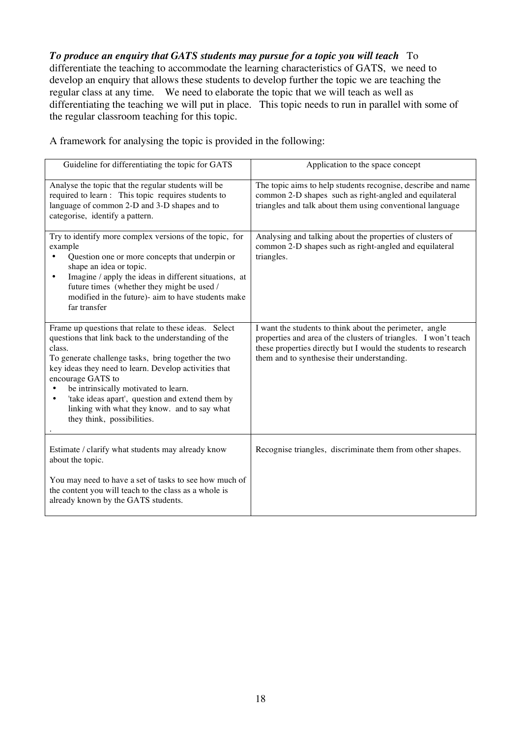***To produce an enquiry that GATS students may pursue for a topic you will teach*** To differentiate the teaching to accommodate the learning characteristics of GATS, we need to develop an enquiry that allows these students to develop further the topic we are teaching the regular class at any time. We need to elaborate the topic that we will teach as well as differentiating the teaching we will put in place. This topic needs to run in parallel with some of the regular classroom teaching for this topic.

A framework for analysing the topic is provided in the following:

| Guideline for differentiating the topic for GATS | Application to the space concept |
|---|---|
| Analyse the topic that the regular students will be required to learn : This topic requires students to language of common 2-D and 3-D shapes and to categorise, identify a pattern. | The topic aims to help students recognise, describe and name common 2-D shapes such as right-angled and equilateral triangles and talk about them using conventional language |
| Try to identify more complex versions of the topic, for example<br>• Question one or more concepts that underpin or shape an idea or topic.<br>• Imagine / apply the ideas in different situations, at future times (whether they might be used / modified in the future)- aim to have students make far transfer | Analysing and talking about the properties of clusters of common 2-D shapes such as right-angled and equilateral triangles. |
| Frame up questions that relate to these ideas. Select questions that link back to the understanding of the class.<br>To generate challenge tasks, bring together the two key ideas they need to learn. Develop activities that encourage GATS to<br>• be intrinsically motivated to learn.<br>• 'take ideas apart', question and extend them by linking with what they know. and to say what they think, possibilities.<br>. | I want the students to think about the perimeter, angle properties and area of the clusters of triangles. I won't teach these properties directly but I would the students to research them and to synthesise their understanding. |
| Estimate / clarify what students may already know about the topic.<br><br>You may need to have a set of tasks to see how much of the content you will teach to the class as a whole is already known by the GATS students. | Recognise triangles, discriminate them from other shapes. |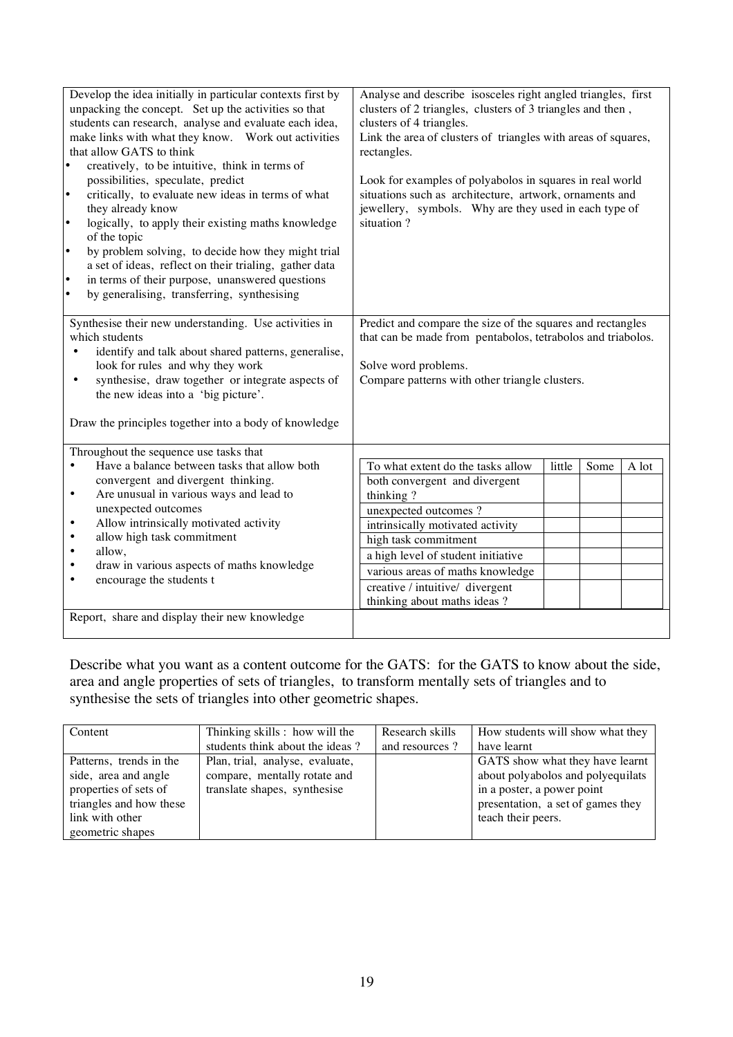| | |
|---|---|
| Develop the idea initially in particular contexts first by unpacking the concept. Set up the activities so that students can research, analyse and evaluate each idea, make links with what they know. Work out activities that allow GATS to think<br>• creatively, to be intuitive, think in terms of possibilities, speculate, predict<br>• critically, to evaluate new ideas in terms of what they already know<br>• logically, to apply their existing maths knowledge of the topic<br>• by problem solving, to decide how they might trial a set of ideas, reflect on their trialing, gather data<br>• in terms of their purpose, unanswered questions<br>• by generalising, transferring, synthesising | Analyse and describe isosceles right angled triangles, first clusters of 2 triangles, clusters of 3 triangles and then , clusters of 4 triangles.<br>Link the area of clusters of triangles with areas of squares, rectangles.<br><br>Look for examples of polyabolos in squares in real world situations such as architecture, artwork, ornaments and jewellery, symbols. Why are they used in each type of situation ? |
| Synthesise their new understanding. Use activities in which students<br>• identify and talk about shared patterns, generalise, look for rules and why they work<br>• synthesise, draw together or integrate aspects of the new ideas into a 'big picture'.<br><br>Draw the principles together into a body of knowledge | Predict and compare the size of the squares and rectangles that can be made from pentabolos, tetrabolos and triabolos.<br><br>Solve word problems.<br>Compare patterns with other triangle clusters. |
| Throughout the sequence use tasks that<br>• Have a balance between tasks that allow both convergent and divergent thinking.<br>• Are unusual in various ways and lead to unexpected outcomes<br>• Allow intrinsically motivated activity<br>• allow high task commitment<br>• allow,<br>• draw in various aspects of maths knowledge<br>• encourage the students t | (see table below) |
| Report, share and display their new knowledge | |

| To what extent do the tasks allow | little | Some | A lot |
|---|---|---|---|
| both convergent and divergent thinking ? | | | |
| unexpected outcomes ? | | | |
| intrinsically motivated activity | | | |
| high task commitment | | | |
| a high level of student initiative | | | |
| various areas of maths knowledge | | | |
| creative / intuitive/ divergent thinking about maths ideas ? | | | |

Describe what you want as a content outcome for the GATS: for the GATS to know about the side, area and angle properties of sets of triangles, to transform mentally sets of triangles and to synthesise the sets of triangles into other geometric shapes.

| Content | Thinking skills : how will the students think about the ideas ? | Research skills and resources ? | How students will show what they have learnt |
|---|---|---|---|
| Patterns, trends in the side, area and angle properties of sets of triangles and how these link with other geometric shapes | Plan, trial, analyse, evaluate, compare, mentally rotate and translate shapes, synthesise | | GATS show what they have learnt about polyabolos and polyequilats in a poster, a power point presentation, a set of games they teach their peers. |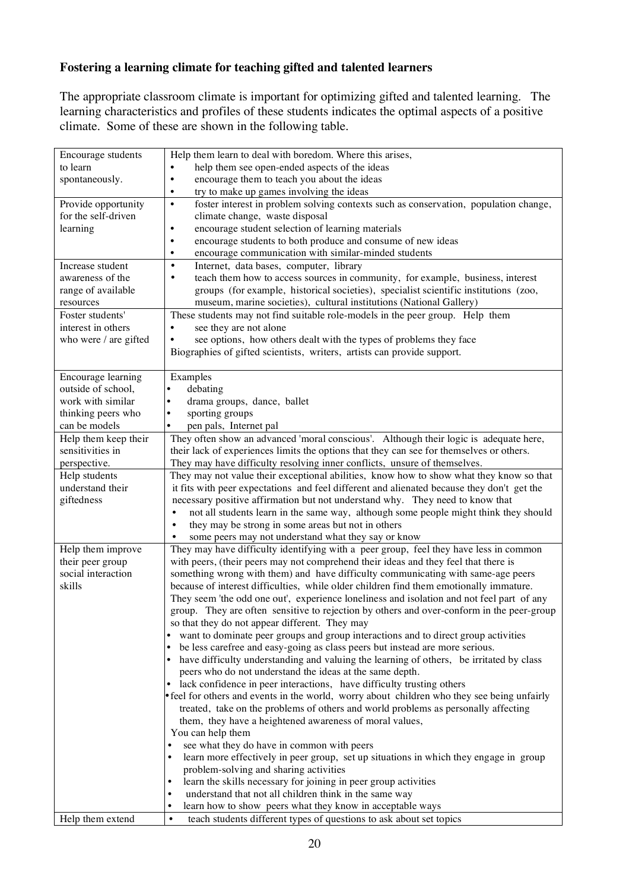**Fostering a learning climate for teaching gifted and talented learners**

The appropriate classroom climate is important for optimizing gifted and talented learning. The learning characteristics and profiles of these students indicates the optimal aspects of a positive climate. Some of these are shown in the following table.

| | |
|---|---|
| Encourage students to learn spontaneously. | Help them learn to deal with boredom. Where this arises,<br>• help them see open-ended aspects of the ideas<br>• encourage them to teach you about the ideas<br>• try to make up games involving the ideas |
| Provide opportunity for the self-driven learning | • foster interest in problem solving contexts such as conservation, population change, climate change, waste disposal<br>• encourage student selection of learning materials<br>• encourage students to both produce and consume of new ideas<br>• encourage communication with similar-minded students |
| Increase student awareness of the range of available resources | • Internet, data bases, computer, library<br>• teach them how to access sources in community, for example, business, interest groups (for example, historical societies), specialist scientific institutions (zoo, museum, marine societies), cultural institutions (National Gallery) |
| Foster students' interest in others who were / are gifted | These students may not find suitable role-models in the peer group. Help them<br>• see they are not alone<br>• see options, how others dealt with the types of problems they face<br>Biographies of gifted scientists, writers, artists can provide support. |
| Encourage learning outside of school, work with similar thinking peers who can be models | Examples<br>• debating<br>• drama groups, dance, ballet<br>• sporting groups<br>• pen pals, Internet pal |
| Help them keep their sensitivities in perspective. | They often show an advanced 'moral conscious'. Although their logic is adequate here, their lack of experiences limits the options that they can see for themselves or others. They may have difficulty resolving inner conflicts, unsure of themselves. |
| Help students understand their giftedness | They may not value their exceptional abilities, know how to show what they know so that it fits with peer expectations and feel different and alienated because they don't get the necessary positive affirmation but not understand why. They need to know that<br>• not all students learn in the same way, although some people might think they should<br>• they may be strong in some areas but not in others<br>• some peers may not understand what they say or know |
| Help them improve their peer group social interaction skills | They may have difficulty identifying with a peer group, feel they have less in common with peers, (their peers may not comprehend their ideas and they feel that there is something wrong with them) and have difficulty communicating with same-age peers because of interest difficulties, while older children find them emotionally immature. They seem 'the odd one out', experience loneliness and isolation and not feel part of any group. They are often sensitive to rejection by others and over-conform in the peer-group so that they do not appear different. They may<br>• want to dominate peer groups and group interactions and to direct group activities<br>• be less carefree and easy-going as class peers but instead are more serious.<br>• have difficulty understanding and valuing the learning of others, be irritated by class peers who do not understand the ideas at the same depth.<br>• lack confidence in peer interactions, have difficulty trusting others<br>• feel for others and events in the world, worry about children who they see being unfairly treated, take on the problems of others and world problems as personally affecting them, they have a heightened awareness of moral values,<br>You can help them<br>• see what they do have in common with peers<br>• learn more effectively in peer group, set up situations in which they engage in group problem-solving and sharing activities<br>• learn the skills necessary for joining in peer group activities<br>• understand that not all children think in the same way<br>• learn how to show peers what they know in acceptable ways |
| Help them extend | • teach students different types of questions to ask about set topics |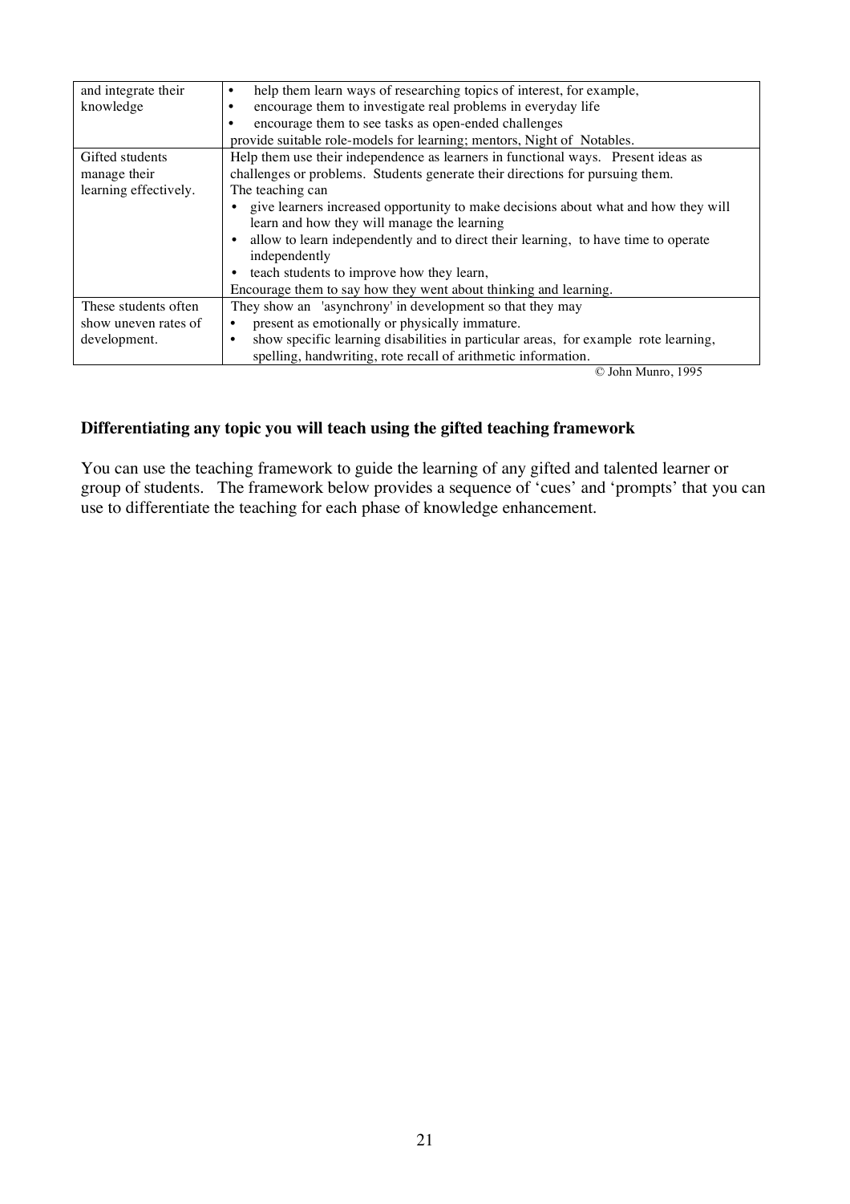| | |
|---|---|
| and integrate their knowledge | • help them learn ways of researching topics of interest, for example,<br>• encourage them to investigate real problems in everyday life<br>• encourage them to see tasks as open-ended challenges<br>provide suitable role-models for learning; mentors, Night of Notables. |
| Gifted students manage their learning effectively. | Help them use their independence as learners in functional ways. Present ideas as challenges or problems. Students generate their directions for pursuing them.<br>The teaching can<br>• give learners increased opportunity to make decisions about what and how they will learn and how they will manage the learning<br>• allow to learn independently and to direct their learning, to have time to operate independently<br>• teach students to improve how they learn,<br>Encourage them to say how they went about thinking and learning. |
| These students often show uneven rates of development. | They show an 'asynchrony' in development so that they may<br>• present as emotionally or physically immature.<br>• show specific learning disabilities in particular areas, for example rote learning, spelling, handwriting, rote recall of arithmetic information. |

© John Munro, 1995

**Differentiating any topic you will teach using the gifted teaching framework**

You can use the teaching framework to guide the learning of any gifted and talented learner or group of students. The framework below provides a sequence of 'cues' and 'prompts' that you can use to differentiate the teaching for each phase of knowledge enhancement.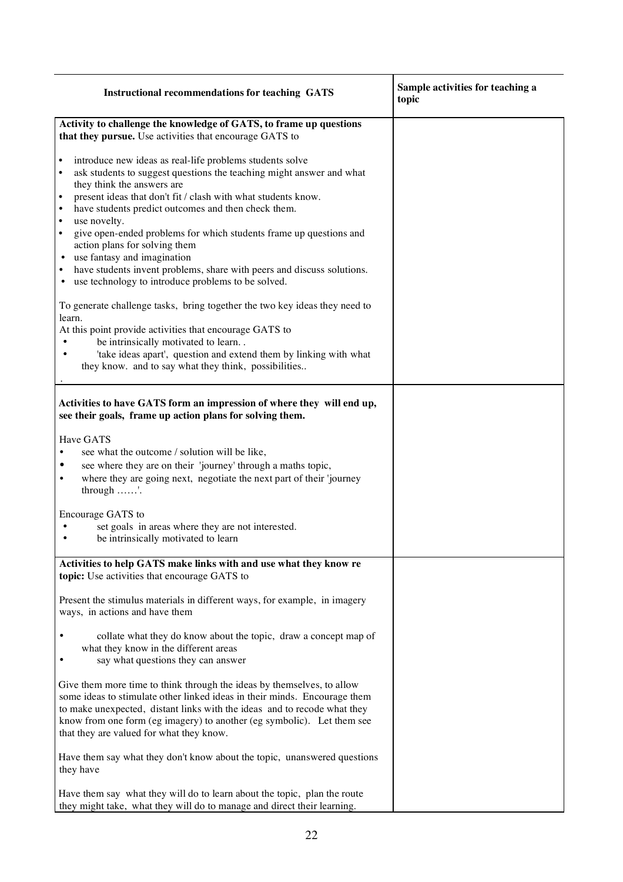| Instructional recommendations for teaching GATS | Sample activities for teaching a topic |
| --- | --- |
| **Activity to challenge the knowledge of GATS, to frame up questions that they pursue.** Use activities that encourage GATS to<br><br>• introduce new ideas as real-life problems students solve<br>• ask students to suggest questions the teaching might answer and what they think the answers are<br>• present ideas that don't fit / clash with what students know.<br>• have students predict outcomes and then check them.<br>• use novelty.<br>• give open-ended problems for which students frame up questions and action plans for solving them<br>• use fantasy and imagination<br>• have students invent problems, share with peers and discuss solutions.<br>• use technology to introduce problems to be solved.<br><br>To generate challenge tasks, bring together the two key ideas they need to learn.<br>At this point provide activities that encourage GATS to<br>• be intrinsically motivated to learn. .<br>• 'take ideas apart', question and extend them by linking with what they know. and to say what they think, possibilities..<br>. | |
| **Activities to have GATS form an impression of where they will end up, see their goals, frame up action plans for solving them.**<br><br>Have GATS<br>• see what the outcome / solution will be like,<br>• see where they are on their 'journey' through a maths topic,<br>• where they are going next, negotiate the next part of their 'journey through ……'.<br><br>Encourage GATS to<br>• set goals in areas where they are not interested.<br>• be intrinsically motivated to learn | |
| **Activities to help GATS make links with and use what they know re topic:** Use activities that encourage GATS to<br><br>Present the stimulus materials in different ways, for example, in imagery ways, in actions and have them<br><br>• collate what they do know about the topic, draw a concept map of what they know in the different areas<br>• say what questions they can answer<br><br>Give them more time to think through the ideas by themselves, to allow some ideas to stimulate other linked ideas in their minds. Encourage them to make unexpected, distant links with the ideas and to recode what they know from one form (eg imagery) to another (eg symbolic). Let them see that they are valued for what they know.<br><br>Have them say what they don't know about the topic, unanswered questions they have<br><br>Have them say what they will do to learn about the topic, plan the route they might take, what they will do to manage and direct their learning. | |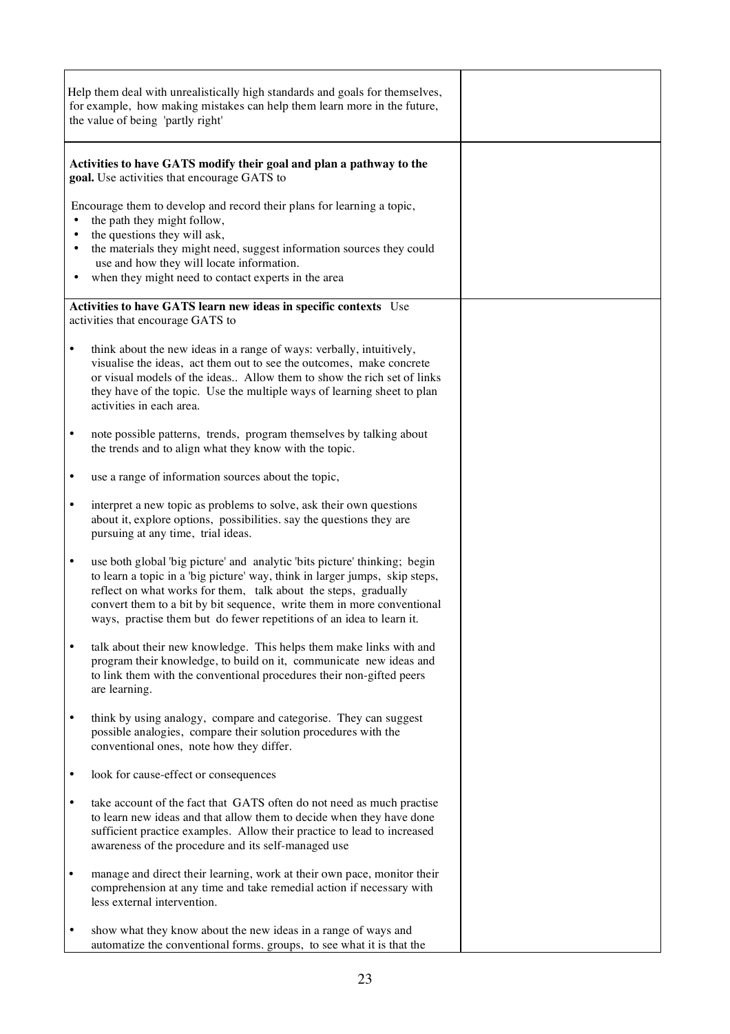| | |
|---|---|
| Help them deal with unrealistically high standards and goals for themselves, for example, how making mistakes can help them learn more in the future, the value of being 'partly right' | |
| **Activities to have GATS modify their goal and plan a pathway to the goal.** Use activities that encourage GATS to<br><br>Encourage them to develop and record their plans for learning a topic,<br>• the path they might follow,<br>• the questions they will ask,<br>• the materials they might need, suggest information sources they could use and how they will locate information.<br>• when they might need to contact experts in the area | |
| **Activities to have GATS learn new ideas in specific contexts** Use activities that encourage GATS to<br><br>• think about the new ideas in a range of ways: verbally, intuitively, visualise the ideas, act them out to see the outcomes, make concrete or visual models of the ideas.. Allow them to show the rich set of links they have of the topic. Use the multiple ways of learning sheet to plan activities in each area.<br><br>• note possible patterns, trends, program themselves by talking about the trends and to align what they know with the topic.<br><br>• use a range of information sources about the topic,<br><br>• interpret a new topic as problems to solve, ask their own questions about it, explore options, possibilities. say the questions they are pursuing at any time, trial ideas.<br><br>• use both global 'big picture' and analytic 'bits picture' thinking; begin to learn a topic in a 'big picture' way, think in larger jumps, skip steps, reflect on what works for them, talk about the steps, gradually convert them to a bit by bit sequence, write them in more conventional ways, practise them but do fewer repetitions of an idea to learn it.<br><br>• talk about their new knowledge. This helps them make links with and program their knowledge, to build on it, communicate new ideas and to link them with the conventional procedures their non-gifted peers are learning.<br><br>• think by using analogy, compare and categorise. They can suggest possible analogies, compare their solution procedures with the conventional ones, note how they differ.<br><br>• look for cause-effect or consequences<br><br>• take account of the fact that GATS often do not need as much practise to learn new ideas and that allow them to decide when they have done sufficient practice examples. Allow their practice to lead to increased awareness of the procedure and its self-managed use<br><br>• manage and direct their learning, work at their own pace, monitor their comprehension at any time and take remedial action if necessary with less external intervention.<br><br>• show what they know about the new ideas in a range of ways and automatize the conventional forms. groups, to see what it is that the | |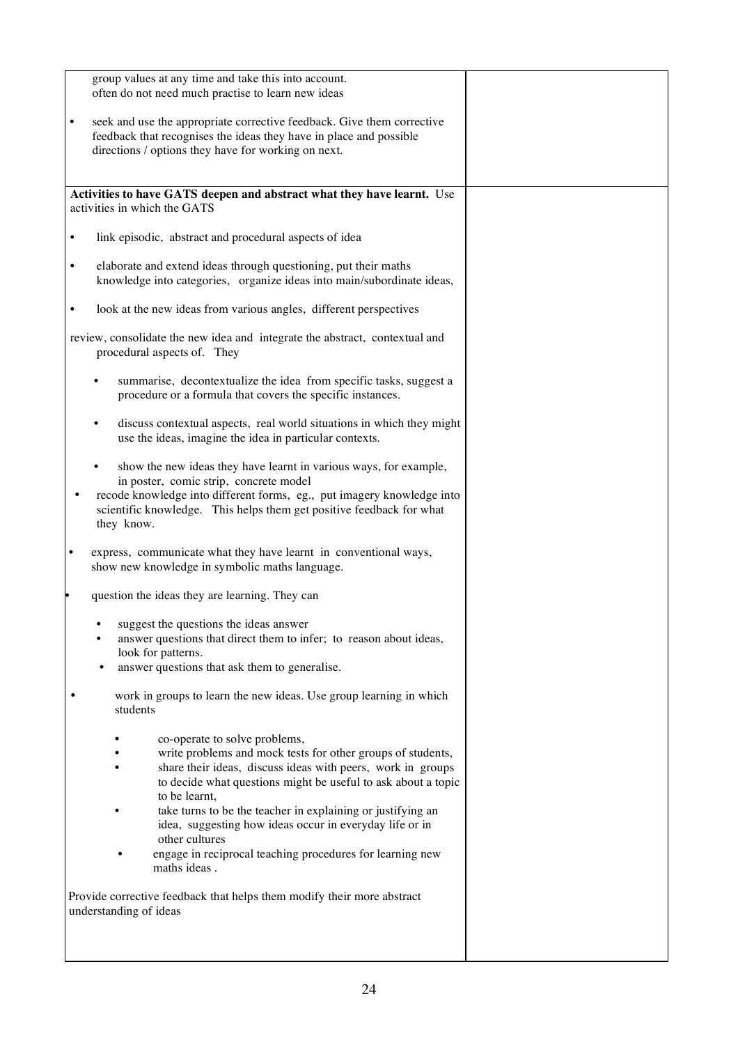| | |
|---|---|
| group values at any time and take this into account.<br>often do not need much practise to learn new ideas<br><br>• seek and use the appropriate corrective feedback. Give them corrective feedback that recognises the ideas they have in place and possible directions / options they have for working on next. | |
| **Activities to have GATS deepen and abstract what they have learnt.** Use activities in which the GATS<br><br>• link episodic, abstract and procedural aspects of idea<br><br>• elaborate and extend ideas through questioning, put their maths knowledge into categories, organize ideas into main/subordinate ideas,<br><br>• look at the new ideas from various angles, different perspectives<br><br>review, consolidate the new idea and integrate the abstract, contextual and procedural aspects of. They<br><br>• summarise, decontextualize the idea from specific tasks, suggest a procedure or a formula that covers the specific instances.<br><br>• discuss contextual aspects, real world situations in which they might use the ideas, imagine the idea in particular contexts.<br><br>• show the new ideas they have learnt in various ways, for example, in poster, comic strip, concrete model<br>• recode knowledge into different forms, eg., put imagery knowledge into scientific knowledge. This helps them get positive feedback for what they know.<br><br>• express, communicate what they have learnt in conventional ways, show new knowledge in symbolic maths language.<br><br>• question the ideas they are learning. They can<br><br>• suggest the questions the ideas answer<br>• answer questions that direct them to infer; to reason about ideas, look for patterns.<br>• answer questions that ask them to generalise.<br><br>• work in groups to learn the new ideas. Use group learning in which students<br><br>• co-operate to solve problems,<br>• write problems and mock tests for other groups of students,<br>• share their ideas, discuss ideas with peers, work in groups to decide what questions might be useful to ask about a topic to be learnt,<br>• take turns to be the teacher in explaining or justifying an idea, suggesting how ideas occur in everyday life or in other cultures<br>• engage in reciprocal teaching procedures for learning new maths ideas .<br><br>Provide corrective feedback that helps them modify their more abstract understanding of ideas | |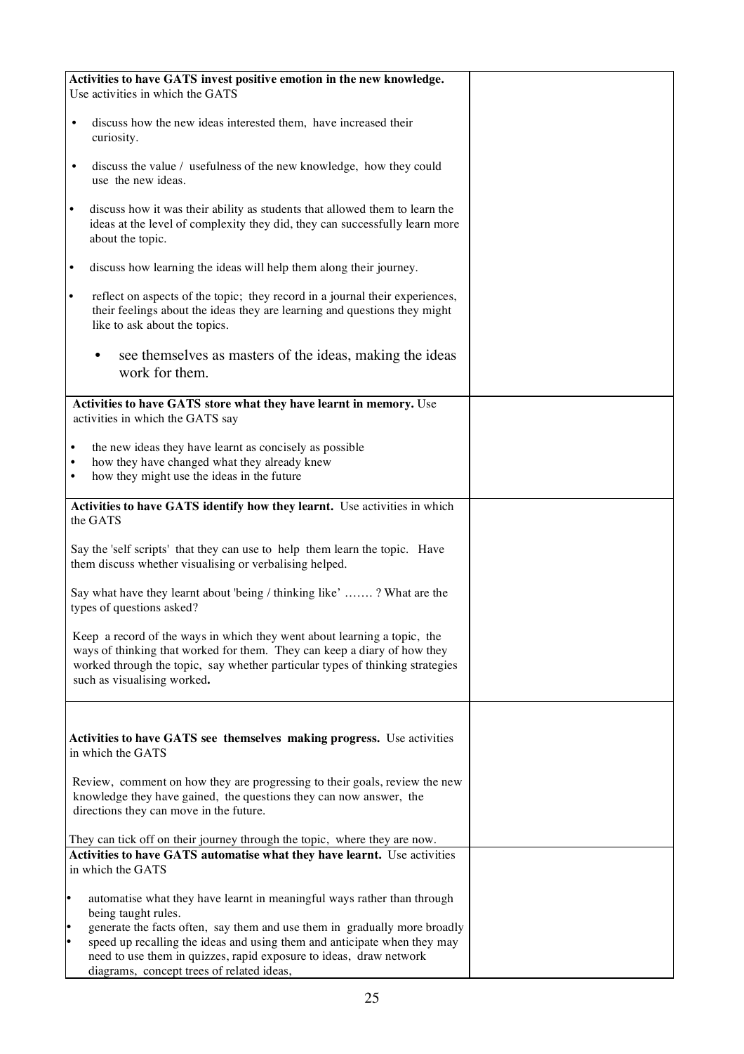| | |
|---|---|
| **Activities to have GATS invest positive emotion in the new knowledge.** Use activities in which the GATS<br><br>• discuss how the new ideas interested them, have increased their curiosity.<br><br>• discuss the value / usefulness of the new knowledge, how they could use the new ideas.<br><br>• discuss how it was their ability as students that allowed them to learn the ideas at the level of complexity they did, they can successfully learn more about the topic.<br><br>• discuss how learning the ideas will help them along their journey.<br><br>• reflect on aspects of the topic; they record in a journal their experiences, their feelings about the ideas they are learning and questions they might like to ask about the topics.<br><br>• see themselves as masters of the ideas, making the ideas work for them. | |
| **Activities to have GATS store what they have learnt in memory.** Use activities in which the GATS say<br><br>• the new ideas they have learnt as concisely as possible<br>• how they have changed what they already knew<br>• how they might use the ideas in the future | |
| **Activities to have GATS identify how they learnt.** Use activities in which the GATS<br><br>Say the 'self scripts' that they can use to help them learn the topic. Have them discuss whether visualising or verbalising helped.<br><br>Say what have they learnt about 'being / thinking like' ……. ? What are the types of questions asked?<br><br>Keep a record of the ways in which they went about learning a topic, the ways of thinking that worked for them. They can keep a diary of how they worked through the topic, say whether particular types of thinking strategies such as visualising worked**.** | |
| **Activities to have GATS see themselves making progress.** Use activities in which the GATS<br><br>Review, comment on how they are progressing to their goals, review the new knowledge they have gained, the questions they can now answer, the directions they can move in the future.<br><br>They can tick off on their journey through the topic, where they are now. | |
| **Activities to have GATS automatise what they have learnt.** Use activities in which the GATS<br><br>• automatise what they have learnt in meaningful ways rather than through being taught rules.<br>• generate the facts often, say them and use them in gradually more broadly<br>• speed up recalling the ideas and using them and anticipate when they may need to use them in quizzes, rapid exposure to ideas, draw network diagrams, concept trees of related ideas, | |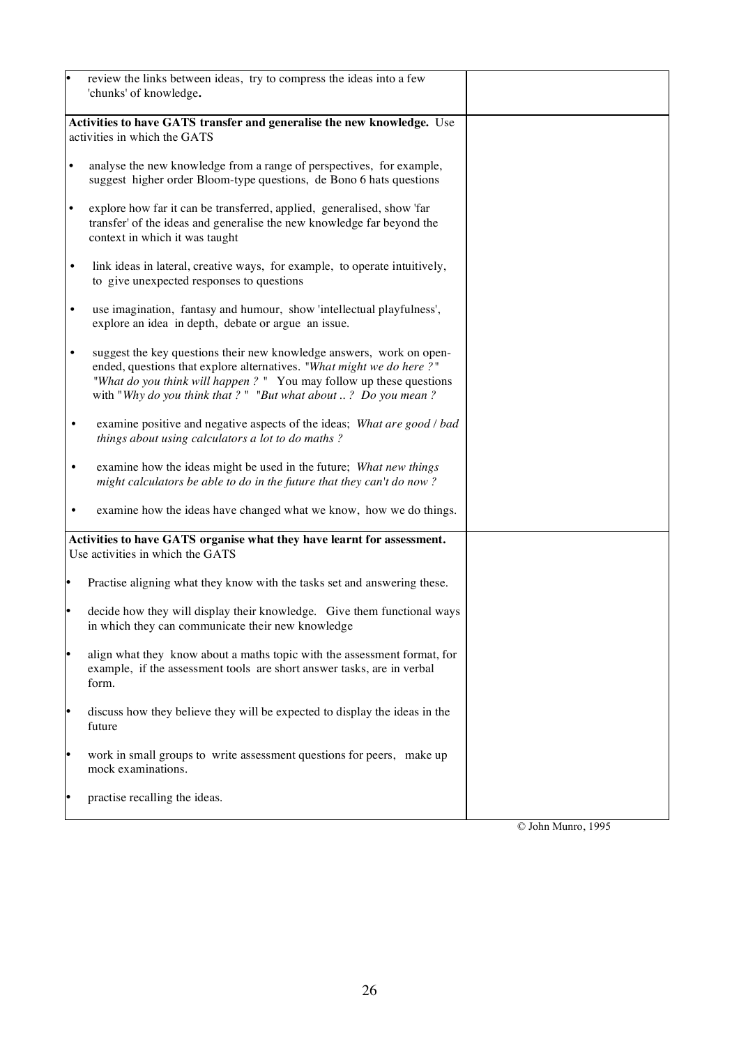| | |
|---|---|
| • review the links between ideas, try to compress the ideas into a few 'chunks' of knowledge. | |
| **Activities to have GATS transfer and generalise the new knowledge.** Use activities in which the GATS<br><br>• analyse the new knowledge from a range of perspectives, for example, suggest higher order Bloom-type questions, de Bono 6 hats questions<br><br>• explore how far it can be transferred, applied, generalised, show 'far transfer' of the ideas and generalise the new knowledge far beyond the context in which it was taught<br><br>• link ideas in lateral, creative ways, for example, to operate intuitively, to give unexpected responses to questions<br><br>• use imagination, fantasy and humour, show 'intellectual playfulness', explore an idea in depth, debate or argue an issue.<br><br>• suggest the key questions their new knowledge answers, work on open-ended, questions that explore alternatives. "*What might we do here ?*" "*What do you think will happen ?* " You may follow up these questions with "*Why do you think that ?* " "*But what about .. ? Do you mean ?*<br><br>• examine positive and negative aspects of the ideas; *What are good / bad things about using calculators a lot to do maths ?*<br><br>• examine how the ideas might be used in the future; *What new things might calculators be able to do in the future that they can't do now ?*<br><br>• examine how the ideas have changed what we know, how we do things. | |
| **Activities to have GATS organise what they have learnt for assessment.** Use activities in which the GATS<br><br>• Practise aligning what they know with the tasks set and answering these.<br><br>• decide how they will display their knowledge. Give them functional ways in which they can communicate their new knowledge<br><br>• align what they know about a maths topic with the assessment format, for example, if the assessment tools are short answer tasks, are in verbal form.<br><br>• discuss how they believe they will be expected to display the ideas in the future<br><br>• work in small groups to write assessment questions for peers, make up mock examinations.<br><br>• practise recalling the ideas. | |

© John Munro, 1995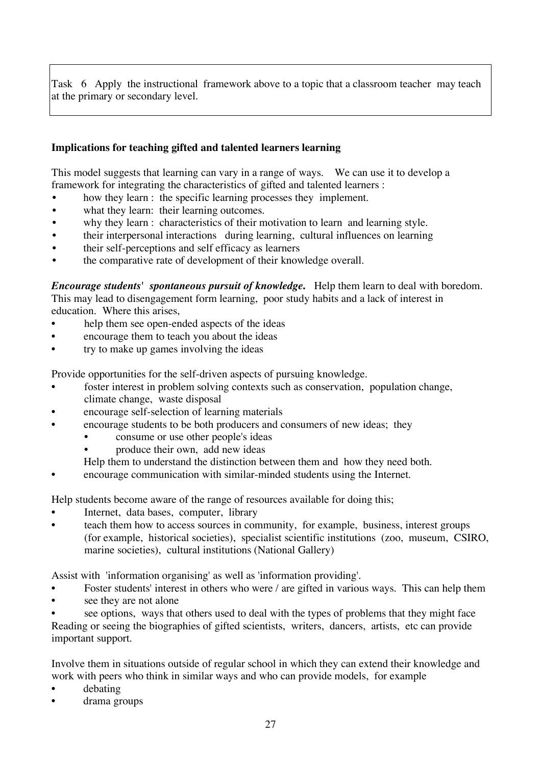Task 6 Apply the instructional framework above to a topic that a classroom teacher may teach at the primary or secondary level.

**Implications for teaching gifted and talented learners learning**

This model suggests that learning can vary in a range of ways. We can use it to develop a framework for integrating the characteristics of gifted and talented learners :

- how they learn : the specific learning processes they implement.
- what they learn: their learning outcomes.
- why they learn : characteristics of their motivation to learn and learning style.
- their interpersonal interactions during learning, cultural influences on learning
- their self-perceptions and self efficacy as learners
- the comparative rate of development of their knowledge overall.

***Encourage students' spontaneous pursuit of knowledge.*** Help them learn to deal with boredom. This may lead to disengagement form learning, poor study habits and a lack of interest in education. Where this arises,

- help them see open-ended aspects of the ideas
- encourage them to teach you about the ideas
- try to make up games involving the ideas

Provide opportunities for the self-driven aspects of pursuing knowledge.

- foster interest in problem solving contexts such as conservation, population change, climate change, waste disposal
- encourage self-selection of learning materials
- encourage students to be both producers and consumers of new ideas; they
  - consume or use other people's ideas
  - produce their own, add new ideas

  Help them to understand the distinction between them and how they need both.
- encourage communication with similar-minded students using the Internet.

Help students become aware of the range of resources available for doing this;

- Internet, data bases, computer, library
- teach them how to access sources in community, for example, business, interest groups (for example, historical societies), specialist scientific institutions (zoo, museum, CSIRO, marine societies), cultural institutions (National Gallery)

Assist with 'information organising' as well as 'information providing'.

- Foster students' interest in others who were / are gifted in various ways. This can help them
- see they are not alone
- see options, ways that others used to deal with the types of problems that they might face

Reading or seeing the biographies of gifted scientists, writers, dancers, artists, etc can provide important support.

Involve them in situations outside of regular school in which they can extend their knowledge and work with peers who think in similar ways and who can provide models, for example

- debating
- drama groups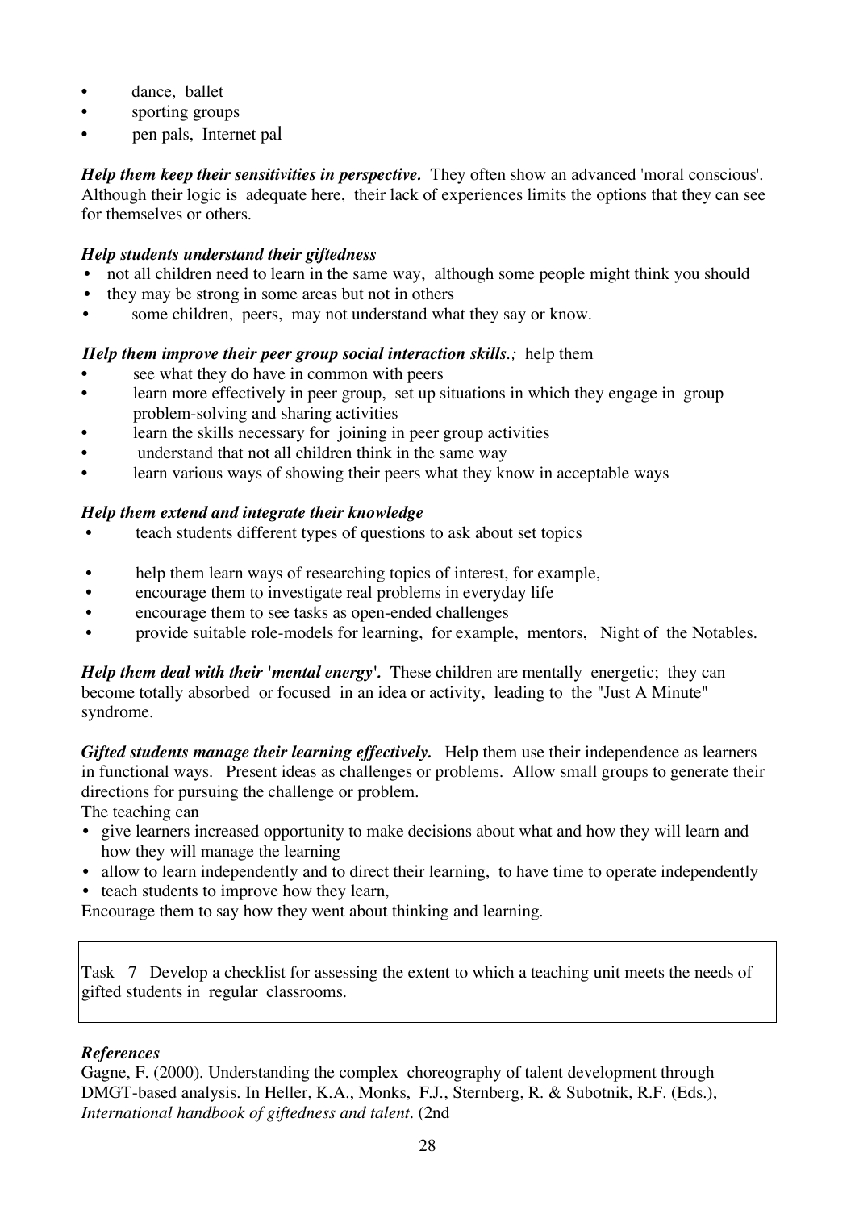- dance, ballet
- sporting groups
- pen pals, Internet pal

***Help them keep their sensitivities in perspective.*** They often show an advanced 'moral conscious'. Although their logic is adequate here, their lack of experiences limits the options that they can see for themselves or others.

***Help students understand their giftedness***

- not all children need to learn in the same way, although some people might think you should
- they may be strong in some areas but not in others
- some children, peers, may not understand what they say or know.

***Help them improve their peer group social interaction skills**.;* help them

- see what they do have in common with peers
- learn more effectively in peer group, set up situations in which they engage in group problem-solving and sharing activities
- learn the skills necessary for joining in peer group activities
- understand that not all children think in the same way
- learn various ways of showing their peers what they know in acceptable ways

***Help them extend and integrate their knowledge***

- teach students different types of questions to ask about set topics
- help them learn ways of researching topics of interest, for example,
- encourage them to investigate real problems in everyday life
- encourage them to see tasks as open-ended challenges
- provide suitable role-models for learning, for example, mentors, Night of the Notables.

***Help them deal with their 'mental energy'.*** These children are mentally energetic; they can become totally absorbed or focused in an idea or activity, leading to the "Just A Minute" syndrome.

***Gifted students manage their learning effectively.*** Help them use their independence as learners in functional ways. Present ideas as challenges or problems. Allow small groups to generate their directions for pursuing the challenge or problem.

The teaching can

- give learners increased opportunity to make decisions about what and how they will learn and how they will manage the learning
- allow to learn independently and to direct their learning, to have time to operate independently
- teach students to improve how they learn,

Encourage them to say how they went about thinking and learning.

Task 7 Develop a checklist for assessing the extent to which a teaching unit meets the needs of gifted students in regular classrooms.

***References***

Gagne, F. (2000). Understanding the complex choreography of talent development through DMGT-based analysis. In Heller, K.A., Monks, F.J., Sternberg, R. & Subotnik, R.F. (Eds.), *International handbook of giftedness and talent*. (2nd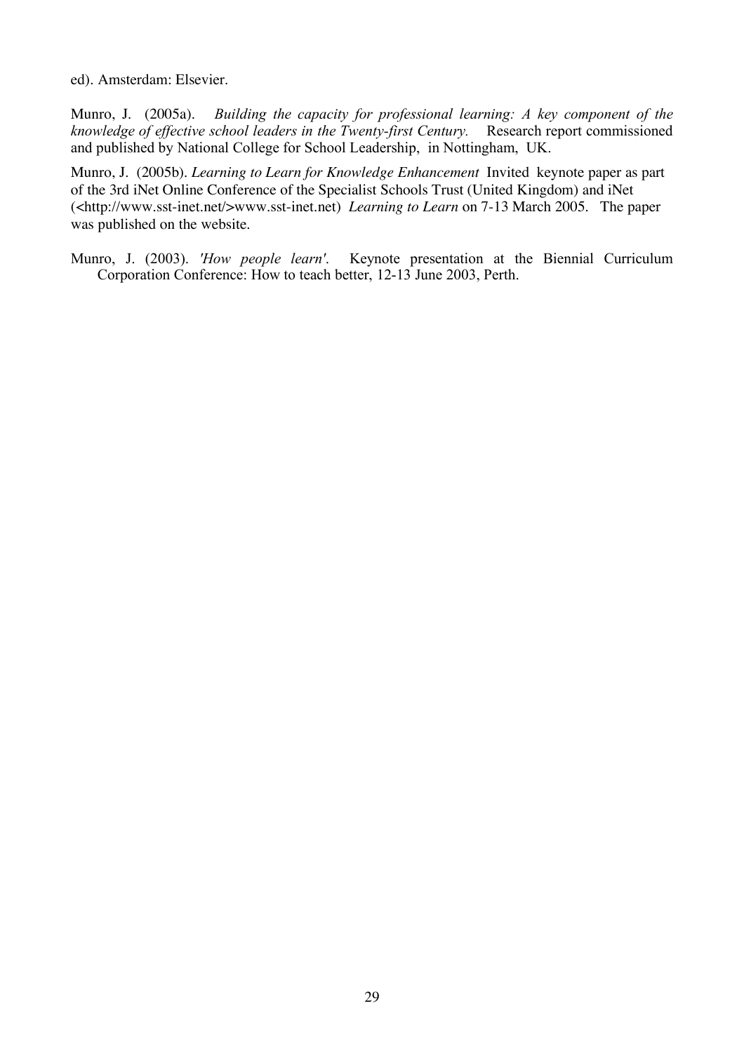ed). Amsterdam: Elsevier.

Munro, J. (2005a). *Building the capacity for professional learning: A key component of the knowledge of effective school leaders in the Twenty-first Century.* Research report commissioned and published by National College for School Leadership, in Nottingham, UK.

Munro, J. (2005b). *Learning to Learn for Knowledge Enhancement* Invited keynote paper as part of the 3rd iNet Online Conference of the Specialist Schools Trust (United Kingdom) and iNet (<http://www.sst-inet.net/>www.sst-inet.net) *Learning to Learn* on 7-13 March 2005. The paper was published on the website.

Munro, J. (2003). *'How people learn'.* Keynote presentation at the Biennial Curriculum Corporation Conference: How to teach better, 12-13 June 2003, Perth.